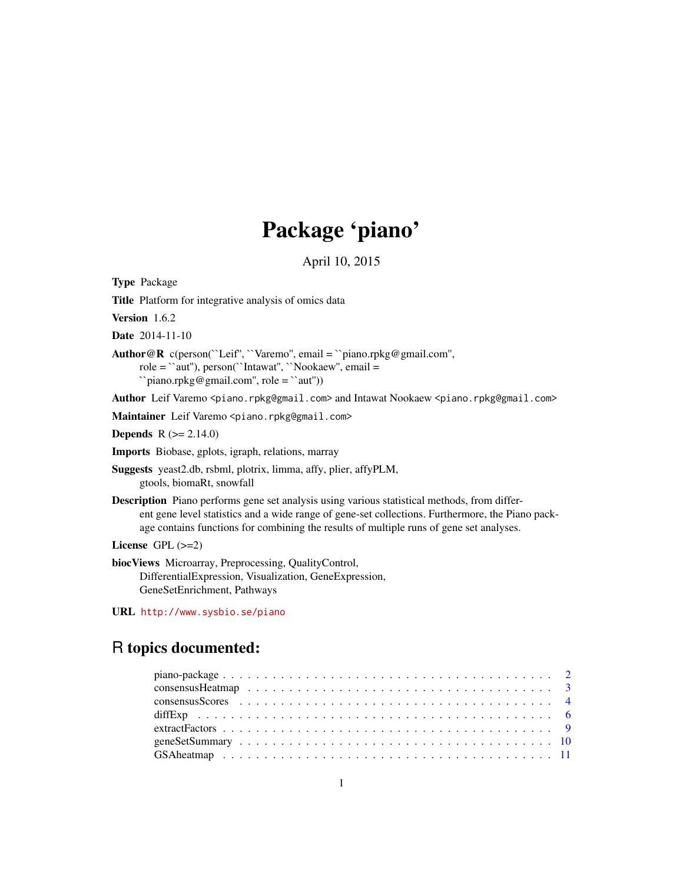# Package 'piano'

April 10, 2015

**Type** Package

**Title** Platform for integrative analysis of omics data

**Version** 1.6.2

**Date** 2014-11-10

**Author@R** c(person(``Leif'', ``Varemo'', email = ``piano.rpkg@gmail.com'', role = ``aut''), person(``Intawat'', ``Nookaew'', email = ``piano.rpkg@gmail.com'', role = ``aut''))

**Author** Leif Varemo <piano.rpkg@gmail.com> and Intawat Nookaew <piano.rpkg@gmail.com>

**Maintainer** Leif Varemo <piano.rpkg@gmail.com>

**Depends** R (>= 2.14.0)

**Imports** Biobase, gplots, igraph, relations, marray

**Suggests** yeast2.db, rsbml, plotrix, limma, affy, plier, affyPLM, gtools, biomaRt, snowfall

**Description** Piano performs gene set analysis using various statistical methods, from different gene level statistics and a wide range of gene-set collections. Furthermore, the Piano package contains functions for combining the results of multiple runs of gene set analyses.

**License** GPL (>=2)

**biocViews** Microarray, Preprocessing, QualityControl, DifferentialExpression, Visualization, GeneExpression, GeneSetEnrichment, Pathways

**URL** http://www.sysbio.se/piano

## R topics documented:

- piano-package . . . . . . . . . . . . . . . . . . . . . . . . . . . . . . . . . . . . . . . 2
- consensusHeatmap . . . . . . . . . . . . . . . . . . . . . . . . . . . . . . . . . . . . 3
- consensusScores . . . . . . . . . . . . . . . . . . . . . . . . . . . . . . . . . . . . . 4
- diffExp . . . . . . . . . . . . . . . . . . . . . . . . . . . . . . . . . . . . . . . . . . 6
- extractFactors . . . . . . . . . . . . . . . . . . . . . . . . . . . . . . . . . . . . . . 9
- geneSetSummary . . . . . . . . . . . . . . . . . . . . . . . . . . . . . . . . . . . . . 10
- GSAheatmap . . . . . . . . . . . . . . . . . . . . . . . . . . . . . . . . . . . . . . . 11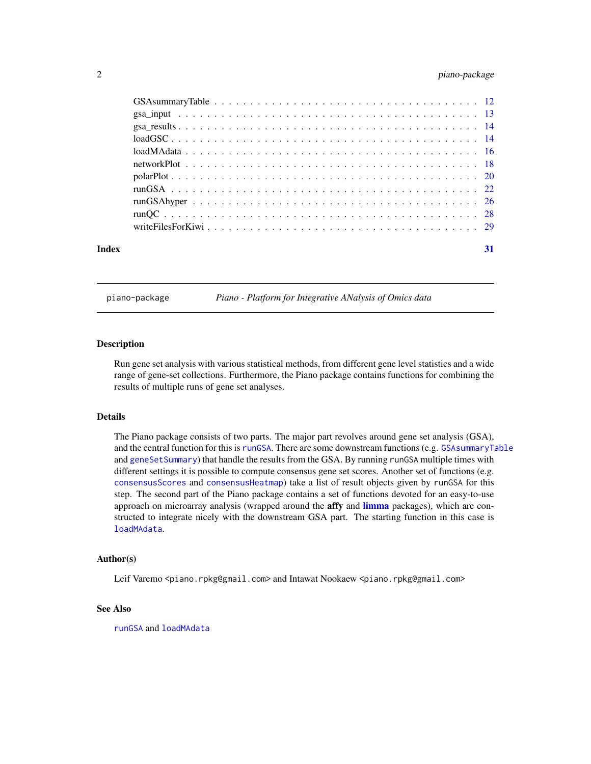GSAsummaryTable . . . . . . . . . . . . . . . . . . . . . . . . . . . . . . . . . . 12
gsa_input . . . . . . . . . . . . . . . . . . . . . . . . . . . . . . . . . . . . . 13
gsa_results . . . . . . . . . . . . . . . . . . . . . . . . . . . . . . . . . . . . 14
loadGSC . . . . . . . . . . . . . . . . . . . . . . . . . . . . . . . . . . . . . . 14
loadMAdata . . . . . . . . . . . . . . . . . . . . . . . . . . . . . . . . . . . . 16
networkPlot . . . . . . . . . . . . . . . . . . . . . . . . . . . . . . . . . . . . 18
polarPlot . . . . . . . . . . . . . . . . . . . . . . . . . . . . . . . . . . . . . 20
runGSA . . . . . . . . . . . . . . . . . . . . . . . . . . . . . . . . . . . . . . 22
runGSAhyper . . . . . . . . . . . . . . . . . . . . . . . . . . . . . . . . . . . . 26
runQC . . . . . . . . . . . . . . . . . . . . . . . . . . . . . . . . . . . . . . . 28
writeFilesForKiwi . . . . . . . . . . . . . . . . . . . . . . . . . . . . . . . . . 29

**Index** **31**

---

`piano-package` *Piano - Platform for Integrative ANalysis of Omics data*

---

## Description

Run gene set analysis with various statistical methods, from different gene level statistics and a wide range of gene-set collections. Furthermore, the Piano package contains functions for combining the results of multiple runs of gene set analyses.

## Details

The Piano package consists of two parts. The major part revolves around gene set analysis (GSA), and the central function for this is `runGSA`. There are some downstream functions (e.g. `GSAsummaryTable` and `geneSetSummary`) that handle the results from the GSA. By running `runGSA` multiple times with different settings it is possible to compute consensus gene set scores. Another set of functions (e.g. `consensusScores` and `consensusHeatmap`) take a list of result objects given by `runGSA` for this step. The second part of the Piano package contains a set of functions devoted for an easy-to-use approach on microarray analysis (wrapped around the **affy** and **limma** packages), which are constructed to integrate nicely with the downstream GSA part. The starting function in this case is `loadMAdata`.

## Author(s)

Leif Varemo `<piano.rpkg@gmail.com>` and Intawat Nookaew `<piano.rpkg@gmail.com>`

## See Also

`runGSA` and `loadMAdata`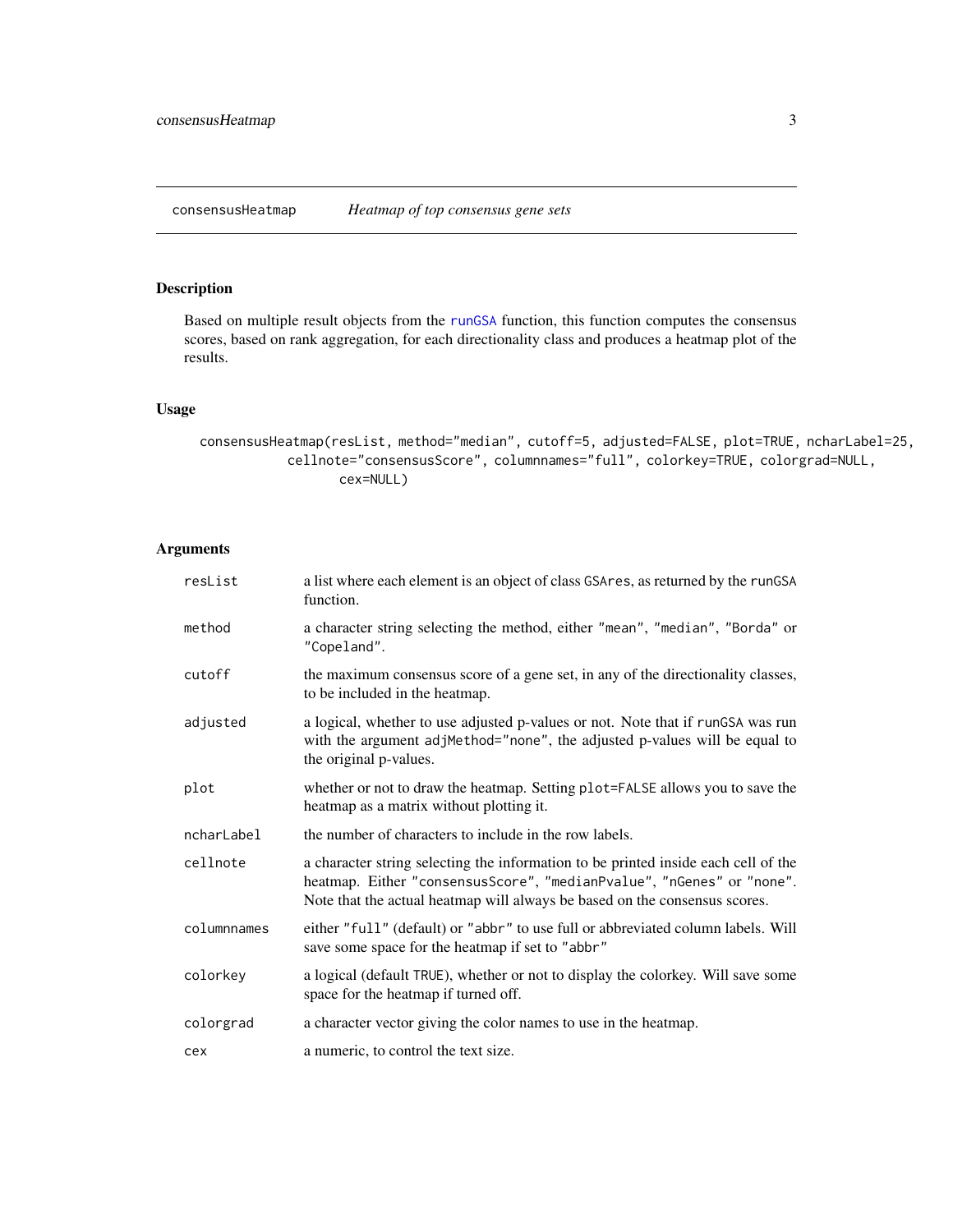consensusHeatmap *Heatmap of top consensus gene sets*

## Description

Based on multiple result objects from the runGSA function, this function computes the consensus scores, based on rank aggregation, for each directionality class and produces a heatmap plot of the results.

## Usage

```
consensusHeatmap(resList, method="median", cutoff=5, adjusted=FALSE, plot=TRUE, ncharLabel=25,
         cellnote="consensusScore", columnnames="full", colorkey=TRUE, colorgrad=NULL,
              cex=NULL)
```

## Arguments

| | |
|---|---|
| resList | a list where each element is an object of class GSAres, as returned by the runGSA function. |
| method | a character string selecting the method, either "mean", "median", "Borda" or "Copeland". |
| cutoff | the maximum consensus score of a gene set, in any of the directionality classes, to be included in the heatmap. |
| adjusted | a logical, whether to use adjusted p-values or not. Note that if runGSA was run with the argument adjMethod="none", the adjusted p-values will be equal to the original p-values. |
| plot | whether or not to draw the heatmap. Setting plot=FALSE allows you to save the heatmap as a matrix without plotting it. |
| ncharLabel | the number of characters to include in the row labels. |
| cellnote | a character string selecting the information to be printed inside each cell of the heatmap. Either "consensusScore", "medianPvalue", "nGenes" or "none". Note that the actual heatmap will always be based on the consensus scores. |
| columnnames | either "full" (default) or "abbr" to use full or abbreviated column labels. Will save some space for the heatmap if set to "abbr" |
| colorkey | a logical (default TRUE), whether or not to display the colorkey. Will save some space for the heatmap if turned off. |
| colorgrad | a character vector giving the color names to use in the heatmap. |
| cex | a numeric, to control the text size. |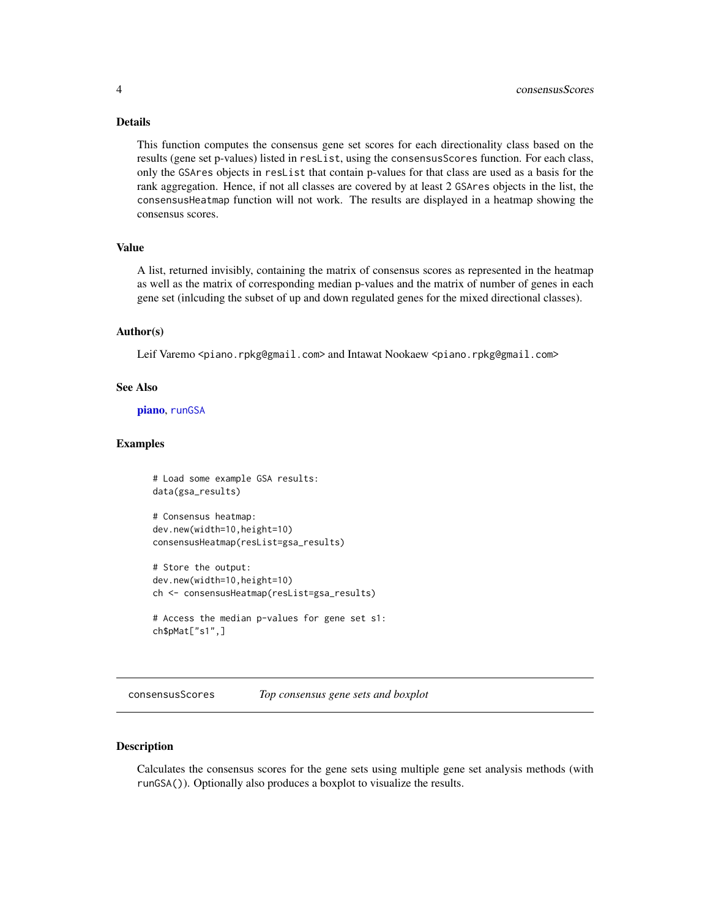### Details

This function computes the consensus gene set scores for each directionality class based on the results (gene set p-values) listed in `resList`, using the `consensusScores` function. For each class, only the `GSAres` objects in `resList` that contain p-values for that class are used as a basis for the rank aggregation. Hence, if not all classes are covered by at least 2 `GSAres` objects in the list, the `consensusHeatmap` function will not work. The results are displayed in a heatmap showing the consensus scores.

### Value

A list, returned invisibly, containing the matrix of consensus scores as represented in the heatmap as well as the matrix of corresponding median p-values and the matrix of number of genes in each gene set (inlcuding the subset of up and down regulated genes for the mixed directional classes).

### Author(s)

Leif Varemo <piano.rpkg@gmail.com> and Intawat Nookaew <piano.rpkg@gmail.com>

### See Also

**piano**, `runGSA`

### Examples

```
# Load some example GSA results:
data(gsa_results)

# Consensus heatmap:
dev.new(width=10,height=10)
consensusHeatmap(resList=gsa_results)

# Store the output:
dev.new(width=10,height=10)
ch <- consensusHeatmap(resList=gsa_results)

# Access the median p-values for gene set s1:
ch$pMat["s1",]
```

---

## `consensusScores` *Top consensus gene sets and boxplot*

---

### Description

Calculates the consensus scores for the gene sets using multiple gene set analysis methods (with `runGSA()`). Optionally also produces a boxplot to visualize the results.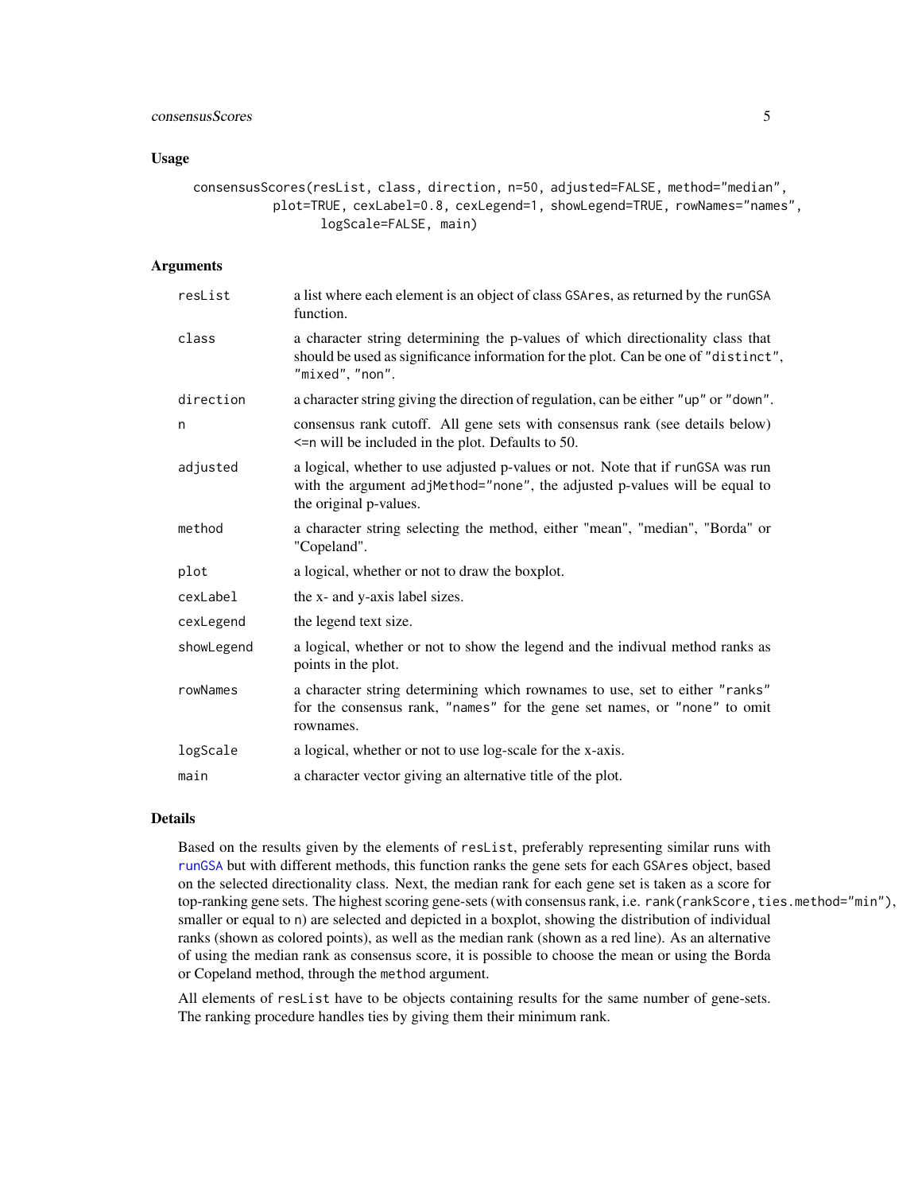### Usage

```
consensusScores(resList, class, direction, n=50, adjusted=FALSE, method="median",
          plot=TRUE, cexLabel=0.8, cexLegend=1, showLegend=TRUE, rowNames="names",
                logScale=FALSE, main)
```

### Arguments

| | |
|---|---|
| resList | a list where each element is an object of class GSAres, as returned by the runGSA function. |
| class | a character string determining the p-values of which directionality class that should be used as significance information for the plot. Can be one of "distinct", "mixed", "non". |
| direction | a character string giving the direction of regulation, can be either "up" or "down". |
| n | consensus rank cutoff. All gene sets with consensus rank (see details below) <=n will be included in the plot. Defaults to 50. |
| adjusted | a logical, whether to use adjusted p-values or not. Note that if runGSA was run with the argument adjMethod="none", the adjusted p-values will be equal to the original p-values. |
| method | a character string selecting the method, either "mean", "median", "Borda" or "Copeland". |
| plot | a logical, whether or not to draw the boxplot. |
| cexLabel | the x- and y-axis label sizes. |
| cexLegend | the legend text size. |
| showLegend | a logical, whether or not to show the legend and the indivual method ranks as points in the plot. |
| rowNames | a character string determining which rownames to use, set to either "ranks" for the consensus rank, "names" for the gene set names, or "none" to omit rownames. |
| logScale | a logical, whether or not to use log-scale for the x-axis. |
| main | a character vector giving an alternative title of the plot. |

### Details

Based on the results given by the elements of resList, preferably representing similar runs with runGSA but with different methods, this function ranks the gene sets for each GSAres object, based on the selected directionality class. Next, the median rank for each gene set is taken as a score for top-ranking gene sets. The highest scoring gene-sets (with consensus rank, i.e. rank(rankScore,ties.method="min"), smaller or equal to n) are selected and depicted in a boxplot, showing the distribution of individual ranks (shown as colored points), as well as the median rank (shown as a red line). As an alternative of using the median rank as consensus score, it is possible to choose the mean or using the Borda or Copeland method, through the method argument.

All elements of resList have to be objects containing results for the same number of gene-sets. The ranking procedure handles ties by giving them their minimum rank.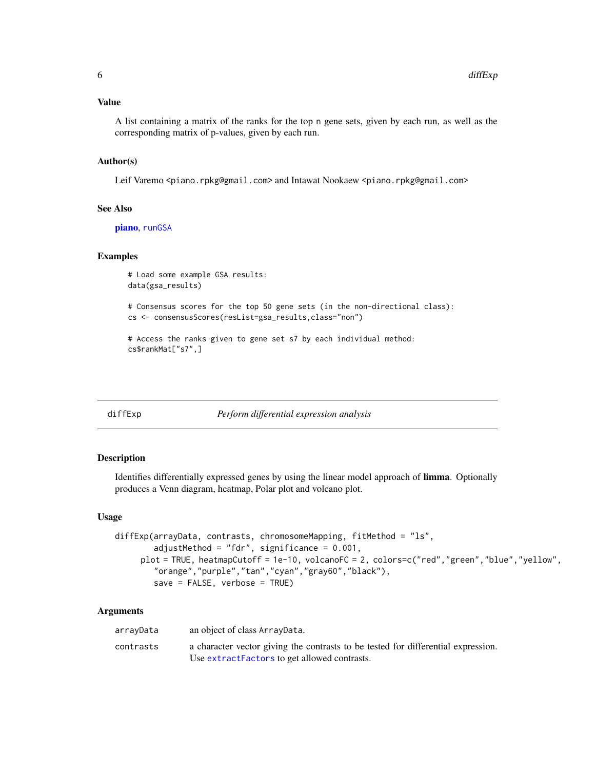### Value

A list containing a matrix of the ranks for the top n gene sets, given by each run, as well as the corresponding matrix of p-values, given by each run.

### Author(s)

Leif Varemo <piano.rpkg@gmail.com> and Intawat Nookaew <piano.rpkg@gmail.com>

### See Also

**piano**, runGSA

### Examples

```
# Load some example GSA results:
data(gsa_results)

# Consensus scores for the top 50 gene sets (in the non-directional class):
cs <- consensusScores(resList=gsa_results,class="non")

# Access the ranks given to gene set s7 by each individual method:
cs$rankMat["s7",]
```

---

## diffExp *Perform differential expression analysis*

---

### Description

Identifies differentially expressed genes by using the linear model approach of **limma**. Optionally produces a Venn diagram, heatmap, Polar plot and volcano plot.

### Usage

```
diffExp(arrayData, contrasts, chromosomeMapping, fitMethod = "ls",
        adjustMethod = "fdr", significance = 0.001,
      plot = TRUE, heatmapCutoff = 1e-10, volcanoFC = 2, colors=c("red","green","blue","yellow",
        "orange","purple","tan","cyan","gray60","black"),
        save = FALSE, verbose = TRUE)
```

### Arguments

| | |
|---|---|
| arrayData | an object of class ArrayData. |
| contrasts | a character vector giving the contrasts to be tested for differential expression. Use extractFactors to get allowed contrasts. |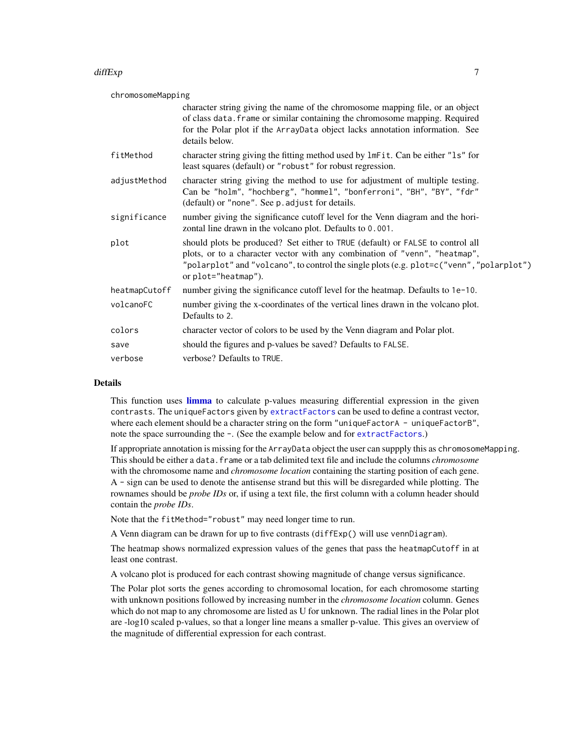| Argument | Description |
| --- | --- |
| `chromosomeMapping` | character string giving the name of the chromosome mapping file, or an object of class `data.frame` or similar containing the chromosome mapping. Required for the Polar plot if the `ArrayData` object lacks annotation information. See details below. |
| `fitMethod` | character string giving the fitting method used by `lmFit`. Can be either `"ls"` for least squares (default) or `"robust"` for robust regression. |
| `adjustMethod` | character string giving the method to use for adjustment of multiple testing. Can be `"holm"`, `"hochberg"`, `"hommel"`, `"bonferroni"`, `"BH"`, `"BY"`, `"fdr"` (default) or `"none"`. See `p.adjust` for details. |
| `significance` | number giving the significance cutoff level for the Venn diagram and the horizontal line drawn in the volcano plot. Defaults to `0.001`. |
| `plot` | should plots be produced? Set either to `TRUE` (default) or `FALSE` to control all plots, or to a character vector with any combination of `"venn"`, `"heatmap"`, `"polarplot"` and `"volcano"`, to control the single plots (e.g. `plot=c("venn","polarplot")` or `plot="heatmap"`). |
| `heatmapCutoff` | number giving the significance cutoff level for the heatmap. Defaults to `1e-10`. |
| `volcanoFC` | number giving the x-coordinates of the vertical lines drawn in the volcano plot. Defaults to `2`. |
| `colors` | character vector of colors to be used by the Venn diagram and Polar plot. |
| `save` | should the figures and p-values be saved? Defaults to `FALSE`. |
| `verbose` | verbose? Defaults to `TRUE`. |

## Details

This function uses **limma** to calculate p-values measuring differential expression in the given `contrasts`. The `uniqueFactors` given by `extractFactors` can be used to define a contrast vector, where each element should be a character string on the form `"uniqueFactorA - uniqueFactorB"`, note the space surrounding the `-`. (See the example below and for `extractFactors`.)

If appropriate annotation is missing for the `ArrayData` object the user can suppply this as `chromosomeMapping`. This should be either a `data.frame` or a tab delimited text file and include the columns *chromosome* with the chromosome name and *chromosome location* containing the starting position of each gene. A `-` sign can be used to denote the antisense strand but this will be disregarded while plotting. The rownames should be *probe IDs* or, if using a text file, the first column with a column header should contain the *probe IDs*.

Note that the `fitMethod="robust"` may need longer time to run.

A Venn diagram can be drawn for up to five contrasts (`diffExp()` will use `vennDiagram`).

The heatmap shows normalized expression values of the genes that pass the `heatmapCutoff` in at least one contrast.

A volcano plot is produced for each contrast showing magnitude of change versus significance.

The Polar plot sorts the genes according to chromosomal location, for each chromosome starting with unknown positions followed by increasing number in the *chromosome location* column. Genes which do not map to any chromosome are listed as U for unknown. The radial lines in the Polar plot are -log10 scaled p-values, so that a longer line means a smaller p-value. This gives an overview of the magnitude of differential expression for each contrast.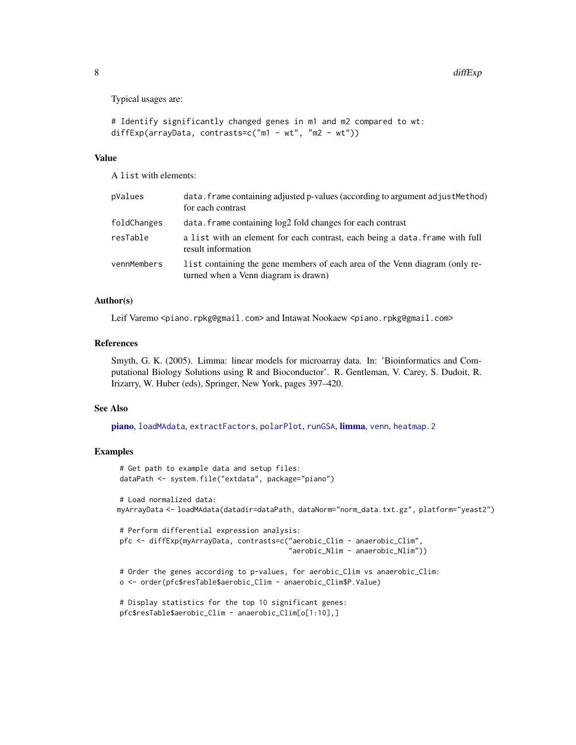Typical usages are:

```
# Identify significantly changed genes in m1 and m2 compared to wt:
diffExp(arrayData, contrasts=c("m1 - wt", "m2 - wt"))
```

### Value

A list with elements:

| | |
|---|---|
| pValues | data.frame containing adjusted p-values (according to argument adjustMethod) for each contrast |
| foldChanges | data.frame containing log2 fold changes for each contrast |
| resTable | a list with an element for each contrast, each being a data.frame with full result information |
| vennMembers | list containing the gene members of each area of the Venn diagram (only returned when a Venn diagram is drawn) |

### Author(s)

Leif Varemo <piano.rpkg@gmail.com> and Intawat Nookaew <piano.rpkg@gmail.com>

### References

Smyth, G. K. (2005). Limma: linear models for microarray data. In: 'Bioinformatics and Computational Biology Solutions using R and Bioconductor'. R. Gentleman, V. Carey, S. Dudoit, R. Irizarry, W. Huber (eds), Springer, New York, pages 397–420.

### See Also

**piano**, loadMAdata, extractFactors, polarPlot, runGSA, **limma**, venn, heatmap.2

### Examples

```
# Get path to example data and setup files:
dataPath <- system.file("extdata", package="piano")

# Load normalized data:
myArrayData <- loadMAdata(datadir=dataPath, dataNorm="norm_data.txt.gz", platform="yeast2")

# Perform differential expression analysis:
pfc <- diffExp(myArrayData, contrasts=c("aerobic_Clim - anaerobic_Clim",
                                        "aerobic_Nlim - anaerobic_Nlim"))

# Order the genes according to p-values, for aerobic_Clim vs anaerobic_Clim:
o <- order(pfc$resTable$aerobic_Clim - anaerobic_Clim$P.Value)

# Display statistics for the top 10 significant genes:
pfc$resTable$aerobic_Clim - anaerobic_Clim[o[1:10],]
```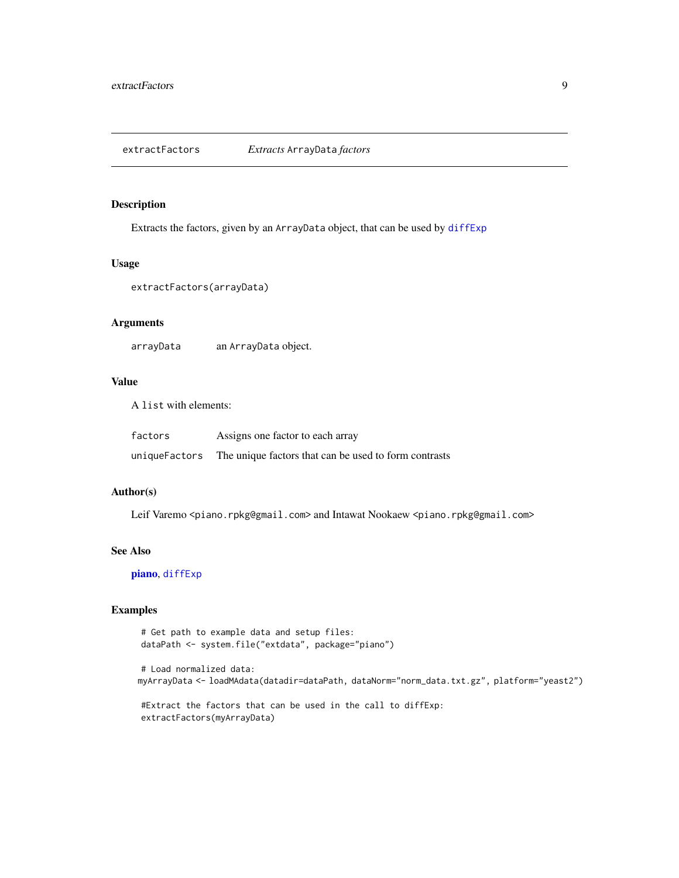# extractFactors — *Extracts* `ArrayData` *factors*

## Description

Extracts the factors, given by an `ArrayData` object, that can be used by `diffExp`

## Usage

```
extractFactors(arrayData)
```

## Arguments

| | |
|---|---|
| `arrayData` | an `ArrayData` object. |

## Value

A `list` with elements:

| | |
|---|---|
| `factors` | Assigns one factor to each array |
| `uniqueFactors` | The unique factors that can be used to form contrasts |

## Author(s)

Leif Varemo <`piano.rpkg@gmail.com`> and Intawat Nookaew <`piano.rpkg@gmail.com`>

## See Also

**piano**, `diffExp`

## Examples

```
 # Get path to example data and setup files:
 dataPath <- system.file("extdata", package="piano")

 # Load normalized data:
myArrayData <- loadMAdata(datadir=dataPath, dataNorm="norm_data.txt.gz", platform="yeast2")

 #Extract the factors that can be used in the call to diffExp:
 extractFactors(myArrayData)
```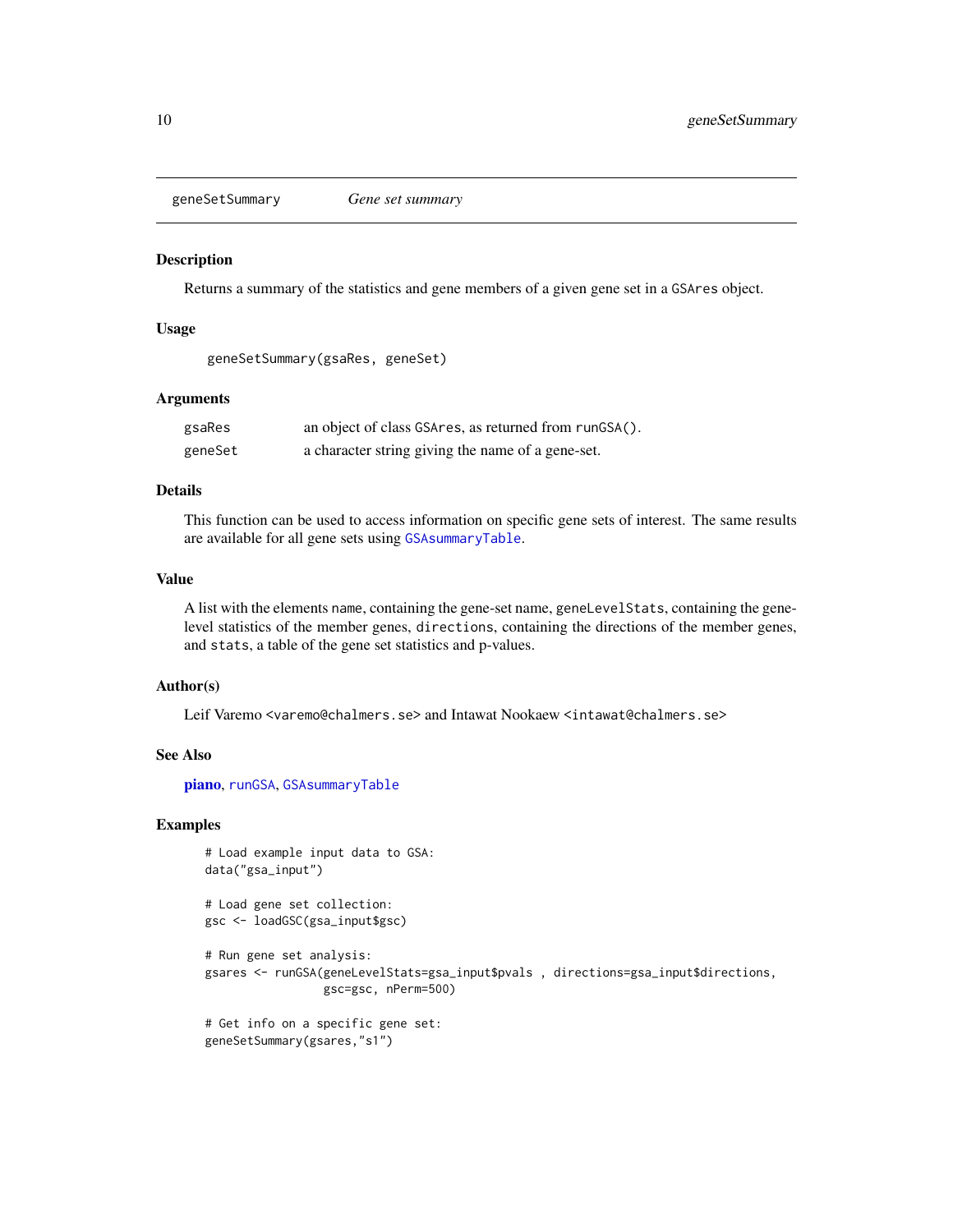# geneSetSummary *Gene set summary*

## Description

Returns a summary of the statistics and gene members of a given gene set in a `GSAres` object.

## Usage

```
geneSetSummary(gsaRes, geneSet)
```

## Arguments

| | |
|---|---|
| `gsaRes` | an object of class `GSAres`, as returned from `runGSA()`. |
| `geneSet` | a character string giving the name of a gene-set. |

## Details

This function can be used to access information on specific gene sets of interest. The same results are available for all gene sets using `GSAsummaryTable`.

## Value

A list with the elements `name`, containing the gene-set name, `geneLevelStats`, containing the gene-level statistics of the member genes, `directions`, containing the directions of the member genes, and `stats`, a table of the gene set statistics and p-values.

## Author(s)

Leif Varemo <`varemo@chalmers.se`> and Intawat Nookaew <`intawat@chalmers.se`>

## See Also

**piano**, `runGSA`, `GSAsummaryTable`

## Examples

```
# Load example input data to GSA:
data("gsa_input")

# Load gene set collection:
gsc <- loadGSC(gsa_input$gsc)

# Run gene set analysis:
gsares <- runGSA(geneLevelStats=gsa_input$pvals , directions=gsa_input$directions,
                 gsc=gsc, nPerm=500)

# Get info on a specific gene set:
geneSetSummary(gsares,"s1")
```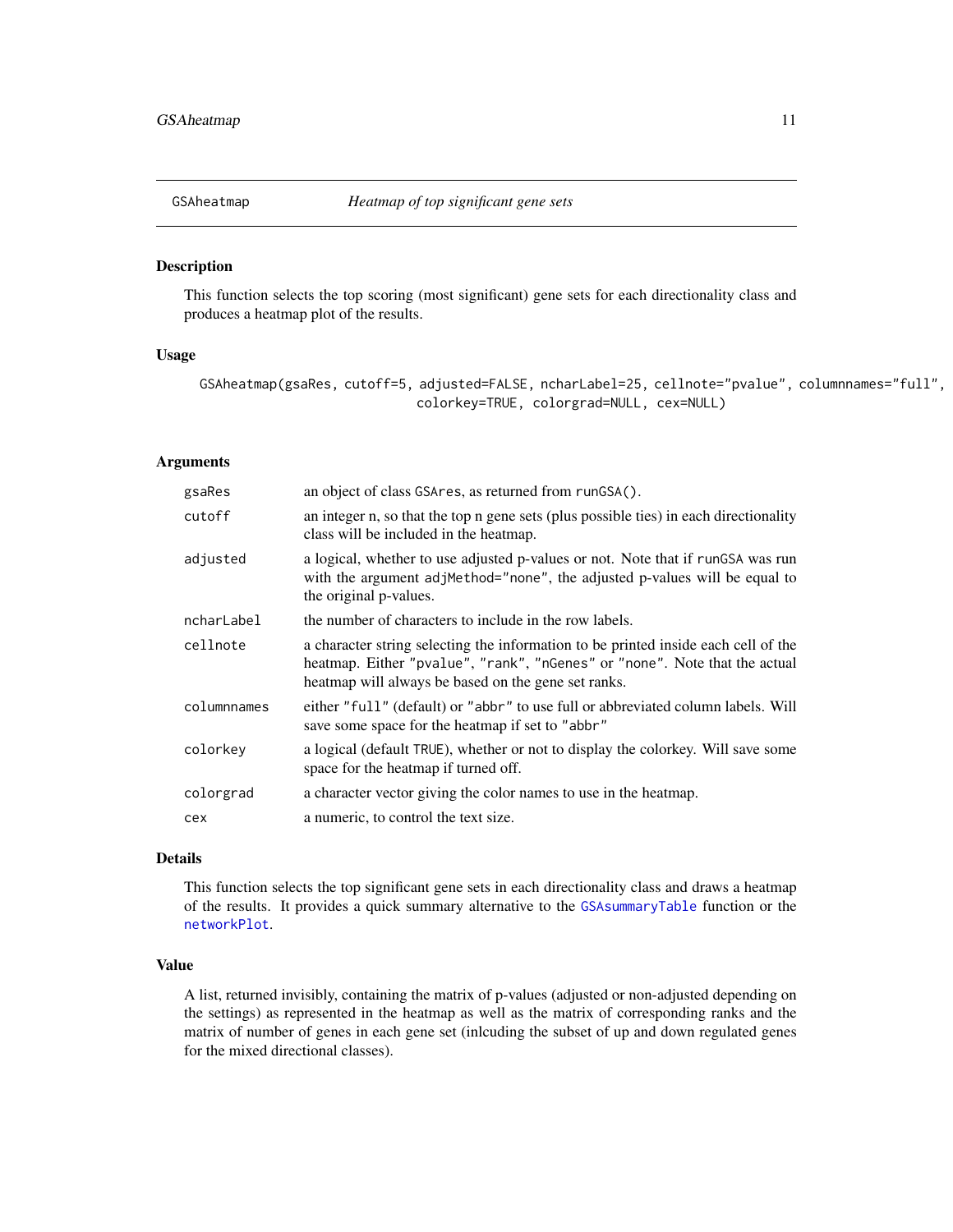# GSAheatmap — *Heatmap of top significant gene sets*

## Description

This function selects the top scoring (most significant) gene sets for each directionality class and produces a heatmap plot of the results.

## Usage

```
GSAheatmap(gsaRes, cutoff=5, adjusted=FALSE, ncharLabel=25, cellnote="pvalue", columnnames="full",
                              colorkey=TRUE, colorgrad=NULL, cex=NULL)
```

## Arguments

| Argument | Description |
|---|---|
| `gsaRes` | an object of class `GSAres`, as returned from `runGSA()`. |
| `cutoff` | an integer n, so that the top n gene sets (plus possible ties) in each directionality class will be included in the heatmap. |
| `adjusted` | a logical, whether to use adjusted p-values or not. Note that if `runGSA` was run with the argument `adjMethod="none"`, the adjusted p-values will be equal to the original p-values. |
| `ncharLabel` | the number of characters to include in the row labels. |
| `cellnote` | a character string selecting the information to be printed inside each cell of the heatmap. Either `"pvalue"`, `"rank"`, `"nGenes"` or `"none"`. Note that the actual heatmap will always be based on the gene set ranks. |
| `columnnames` | either `"full"` (default) or `"abbr"` to use full or abbreviated column labels. Will save some space for the heatmap if set to `"abbr"` |
| `colorkey` | a logical (default `TRUE`), whether or not to display the colorkey. Will save some space for the heatmap if turned off. |
| `colorgrad` | a character vector giving the color names to use in the heatmap. |
| `cex` | a numeric, to control the text size. |

## Details

This function selects the top significant gene sets in each directionality class and draws a heatmap of the results. It provides a quick summary alternative to the `GSAsummaryTable` function or the `networkPlot`.

## Value

A list, returned invisibly, containing the matrix of p-values (adjusted or non-adjusted depending on the settings) as represented in the heatmap as well as the matrix of corresponding ranks and the matrix of number of genes in each gene set (inlcuding the subset of up and down regulated genes for the mixed directional classes).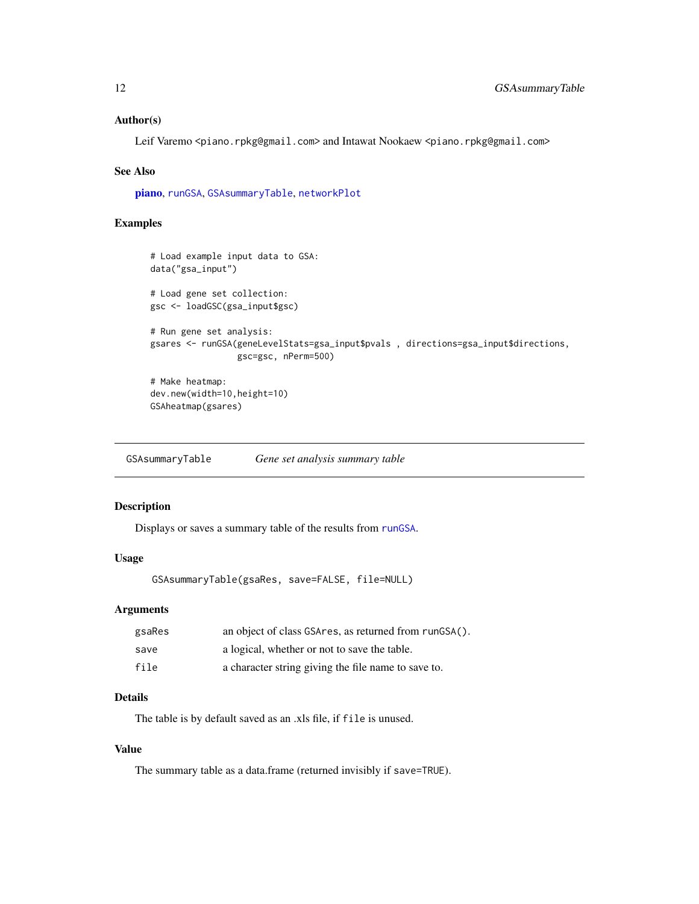### Author(s)

Leif Varemo <piano.rpkg@gmail.com> and Intawat Nookaew <piano.rpkg@gmail.com>

### See Also

**piano**, runGSA, GSAsummaryTable, networkPlot

### Examples

```
# Load example input data to GSA:
data("gsa_input")

# Load gene set collection:
gsc <- loadGSC(gsa_input$gsc)

# Run gene set analysis:
gsares <- runGSA(geneLevelStats=gsa_input$pvals , directions=gsa_input$directions,
                 gsc=gsc, nPerm=500)

# Make heatmap:
dev.new(width=10,height=10)
GSAheatmap(gsares)
```

---

## GSAsummaryTable — *Gene set analysis summary table*

---

### Description

Displays or saves a summary table of the results from runGSA.

### Usage

```
GSAsummaryTable(gsaRes, save=FALSE, file=NULL)
```

### Arguments

| | |
|---|---|
| gsaRes | an object of class GSAres, as returned from runGSA(). |
| save | a logical, whether or not to save the table. |
| file | a character string giving the file name to save to. |

### Details

The table is by default saved as an .xls file, if file is unused.

### Value

The summary table as a data.frame (returned invisibly if save=TRUE).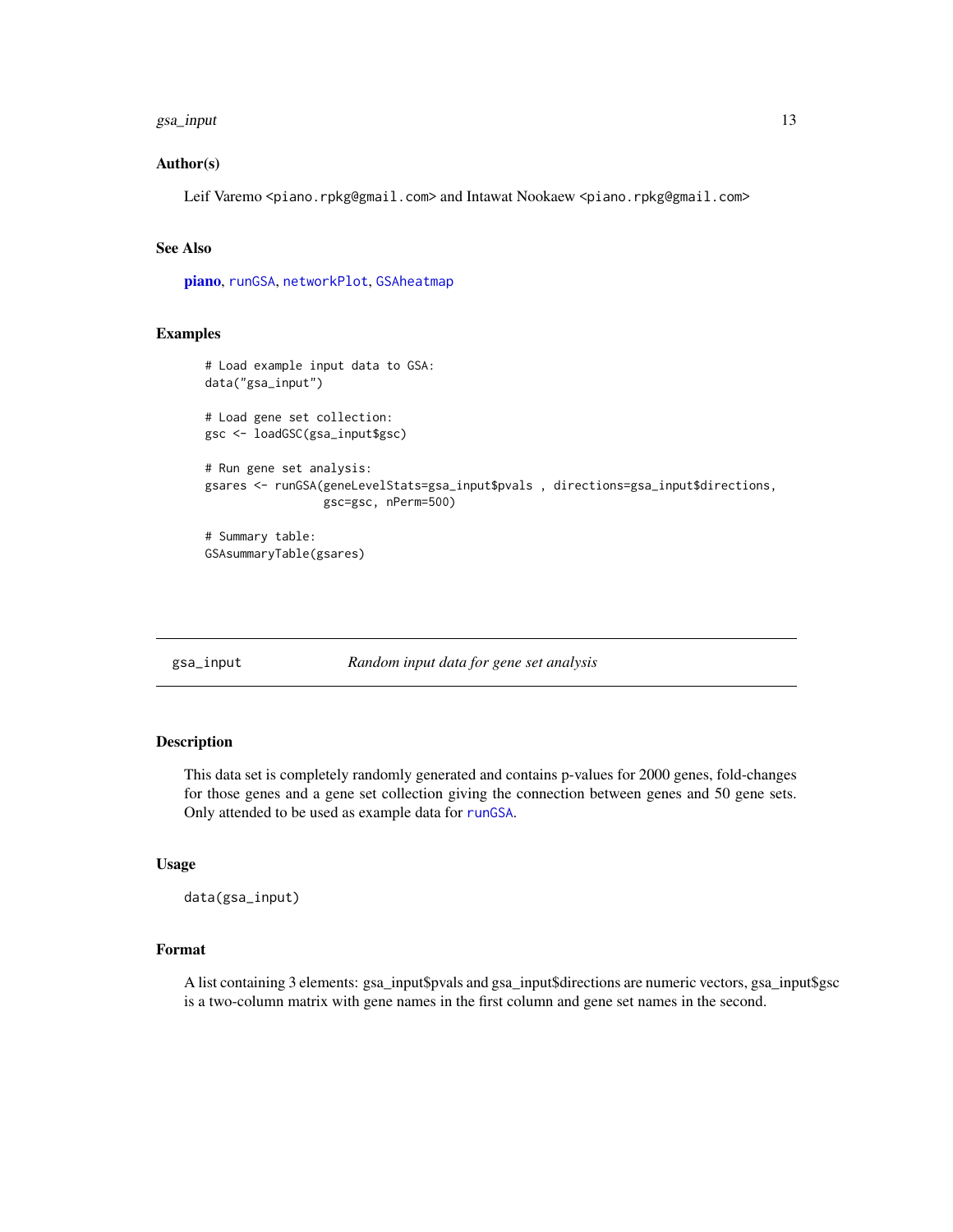### Author(s)

Leif Varemo <piano.rpkg@gmail.com> and Intawat Nookaew <piano.rpkg@gmail.com>

### See Also

**piano**, runGSA, networkPlot, GSAheatmap

### Examples

```
# Load example input data to GSA:
data("gsa_input")

# Load gene set collection:
gsc <- loadGSC(gsa_input$gsc)

# Run gene set analysis:
gsares <- runGSA(geneLevelStats=gsa_input$pvals , directions=gsa_input$directions,
                 gsc=gsc, nPerm=500)

# Summary table:
GSAsummaryTable(gsares)
```

---

## gsa_input — *Random input data for gene set analysis*

### Description

This data set is completely randomly generated and contains p-values for 2000 genes, fold-changes for those genes and a gene set collection giving the connection between genes and 50 gene sets. Only attended to be used as example data for runGSA.

### Usage

```
data(gsa_input)
```

### Format

A list containing 3 elements: gsa_input$pvals and gsa_input$directions are numeric vectors, gsa_input$gsc is a two-column matrix with gene names in the first column and gene set names in the second.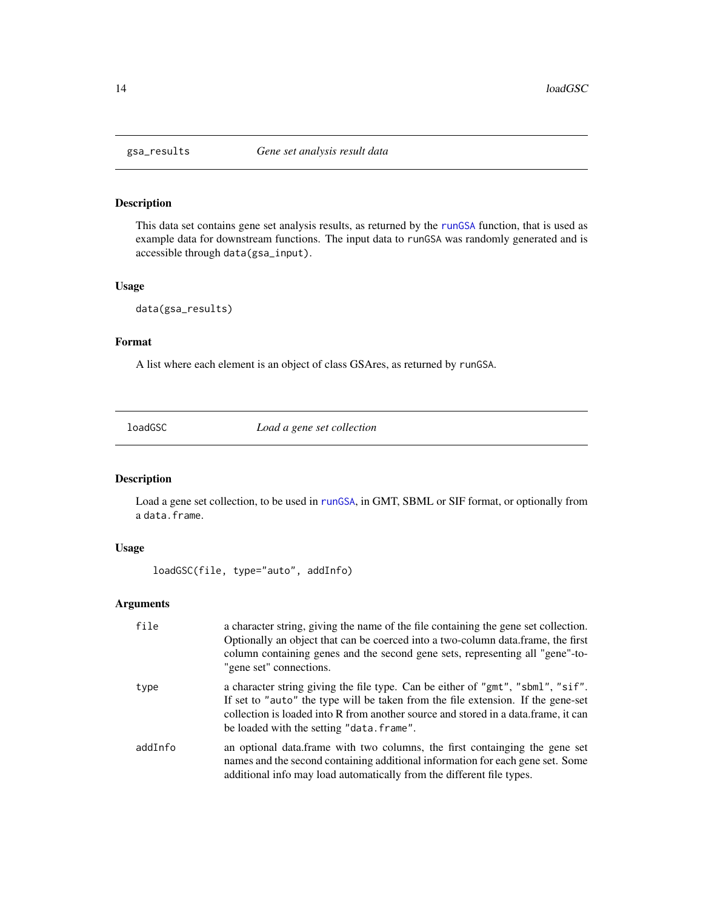## gsa_results — *Gene set analysis result data*

### Description

This data set contains gene set analysis results, as returned by the runGSA function, that is used as example data for downstream functions. The input data to runGSA was randomly generated and is accessible through data(gsa_input).

### Usage

```
data(gsa_results)
```

### Format

A list where each element is an object of class GSAres, as returned by runGSA.

## loadGSC — *Load a gene set collection*

### Description

Load a gene set collection, to be used in runGSA, in GMT, SBML or SIF format, or optionally from a data.frame.

### Usage

```
loadGSC(file, type="auto", addInfo)
```

### Arguments

| | |
|---|---|
| file | a character string, giving the name of the file containing the gene set collection. Optionally an object that can be coerced into a two-column data.frame, the first column containing genes and the second gene sets, representing all "gene"-to-"gene set" connections. |
| type | a character string giving the file type. Can be either of "gmt", "sbml", "sif". If set to "auto" the type will be taken from the file extension. If the gene-set collection is loaded into R from another source and stored in a data.frame, it can be loaded with the setting "data.frame". |
| addInfo | an optional data.frame with two columns, the first containging the gene set names and the second containing additional information for each gene set. Some additional info may load automatically from the different file types. |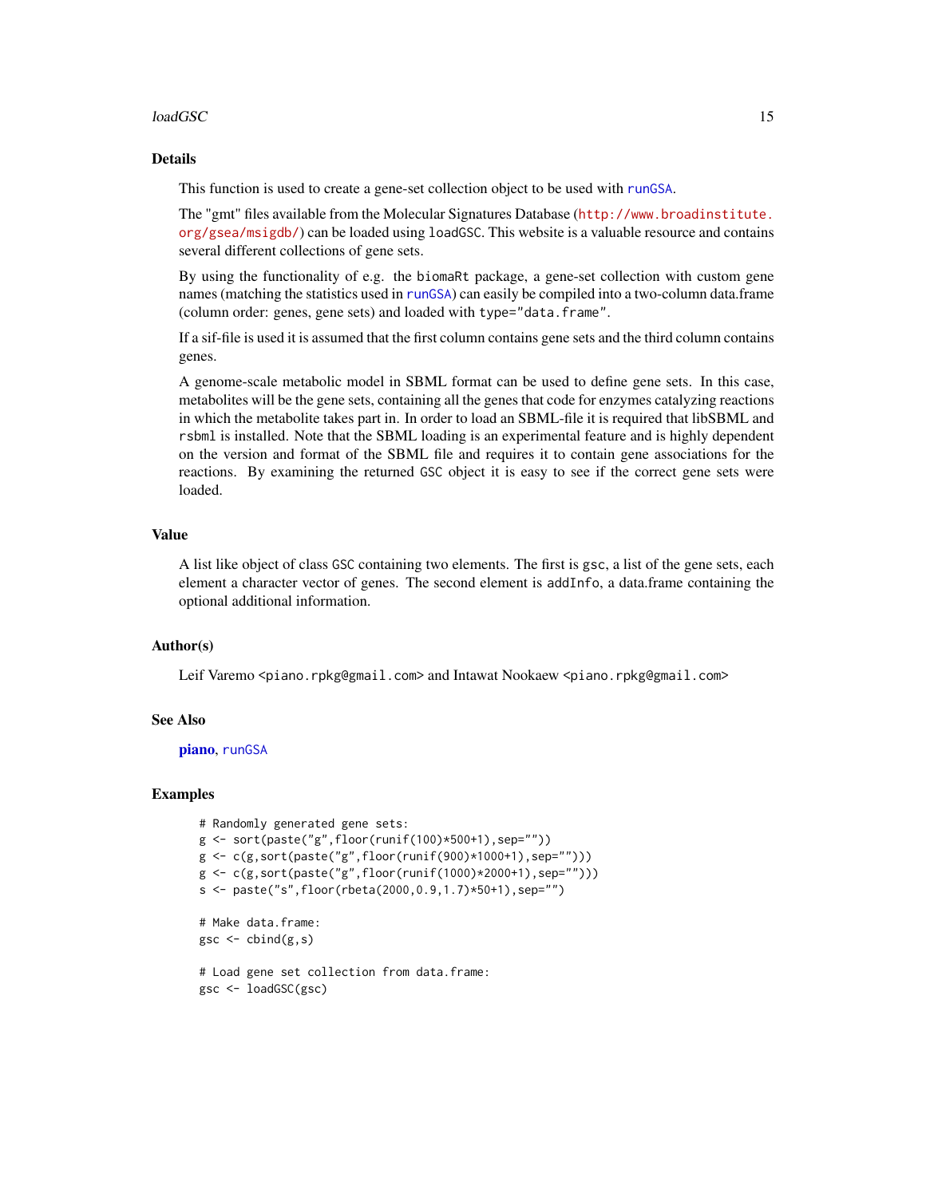## Details

This function is used to create a gene-set collection object to be used with `runGSA`.

The "gmt" files available from the Molecular Signatures Database (http://www.broadinstitute.org/gsea/msigdb/) can be loaded using `loadGSC`. This website is a valuable resource and contains several different collections of gene sets.

By using the functionality of e.g. the `biomaRt` package, a gene-set collection with custom gene names (matching the statistics used in `runGSA`) can easily be compiled into a two-column data.frame (column order: genes, gene sets) and loaded with `type="data.frame"`.

If a sif-file is used it is assumed that the first column contains gene sets and the third column contains genes.

A genome-scale metabolic model in SBML format can be used to define gene sets. In this case, metabolites will be the gene sets, containing all the genes that code for enzymes catalyzing reactions in which the metabolite takes part in. In order to load an SBML-file it is required that libSBML and `rsbml` is installed. Note that the SBML loading is an experimental feature and is highly dependent on the version and format of the SBML file and requires it to contain gene associations for the reactions. By examining the returned `GSC` object it is easy to see if the correct gene sets were loaded.

## Value

A list like object of class `GSC` containing two elements. The first is `gsc`, a list of the gene sets, each element a character vector of genes. The second element is `addInfo`, a data.frame containing the optional additional information.

## Author(s)

Leif Varemo <piano.rpkg@gmail.com> and Intawat Nookaew <piano.rpkg@gmail.com>

## See Also

**piano**, `runGSA`

## Examples

```
# Randomly generated gene sets:
g <- sort(paste("g",floor(runif(100)*500+1),sep=""))
g <- c(g,sort(paste("g",floor(runif(900)*1000+1),sep="")))
g <- c(g,sort(paste("g",floor(runif(1000)*2000+1),sep="")))
s <- paste("s",floor(rbeta(2000,0.9,1.7)*50+1),sep="")

# Make data.frame:
gsc <- cbind(g,s)

# Load gene set collection from data.frame:
gsc <- loadGSC(gsc)
```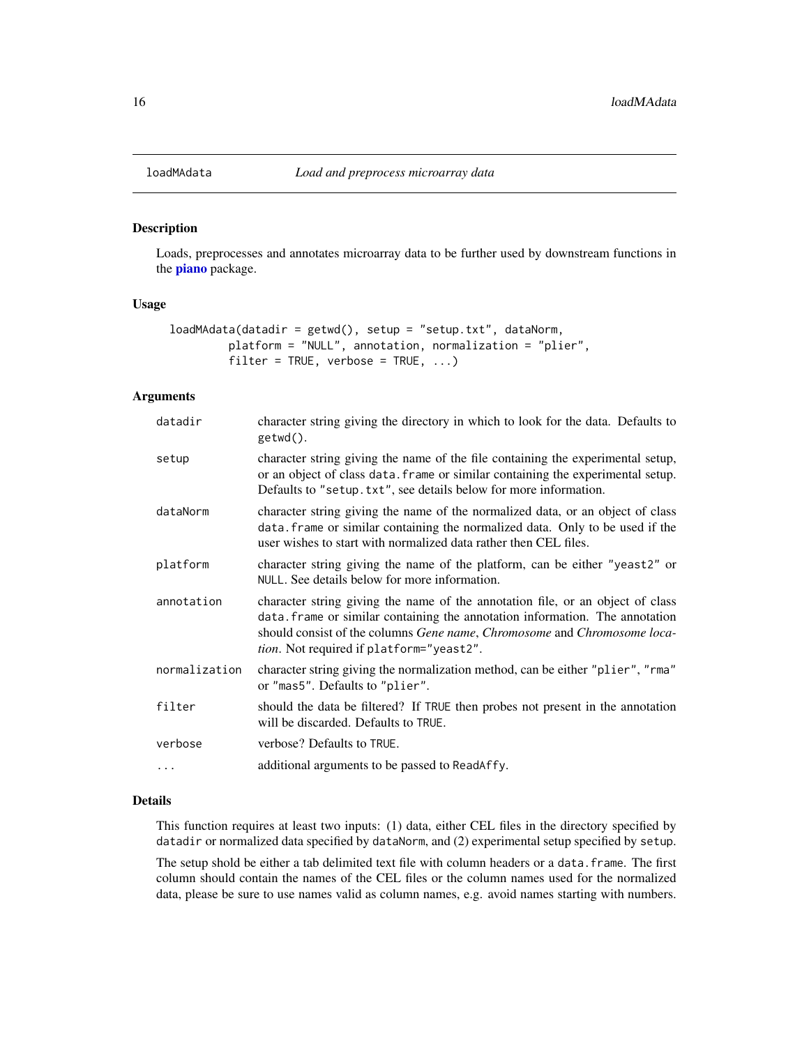# loadMAdata *Load and preprocess microarray data*

## Description

Loads, preprocesses and annotates microarray data to be further used by downstream functions in the **piano** package.

## Usage

```
loadMAdata(datadir = getwd(), setup = "setup.txt", dataNorm,
         platform = "NULL", annotation, normalization = "plier",
         filter = TRUE, verbose = TRUE, ...)
```

## Arguments

| | |
|---|---|
| `datadir` | character string giving the directory in which to look for the data. Defaults to `getwd()`. |
| `setup` | character string giving the name of the file containing the experimental setup, or an object of class `data.frame` or similar containing the experimental setup. Defaults to `"setup.txt"`, see details below for more information. |
| `dataNorm` | character string giving the name of the normalized data, or an object of class `data.frame` or similar containing the normalized data. Only to be used if the user wishes to start with normalized data rather then CEL files. |
| `platform` | character string giving the name of the platform, can be either `"yeast2"` or `NULL`. See details below for more information. |
| `annotation` | character string giving the name of the annotation file, or an object of class `data.frame` or similar containing the annotation information. The annotation should consist of the columns *Gene name*, *Chromosome* and *Chromosome location*. Not required if `platform="yeast2"`. |
| `normalization` | character string giving the normalization method, can be either `"plier"`, `"rma"` or `"mas5"`. Defaults to `"plier"`. |
| `filter` | should the data be filtered? If `TRUE` then probes not present in the annotation will be discarded. Defaults to `TRUE`. |
| `verbose` | verbose? Defaults to `TRUE`. |
| `...` | additional arguments to be passed to `ReadAffy`. |

## Details

This function requires at least two inputs: (1) data, either CEL files in the directory specified by `datadir` or normalized data specified by `dataNorm`, and (2) experimental setup specified by `setup`.

The setup shold be either a tab delimited text file with column headers or a `data.frame`. The first column should contain the names of the CEL files or the column names used for the normalized data, please be sure to use names valid as column names, e.g. avoid names starting with numbers.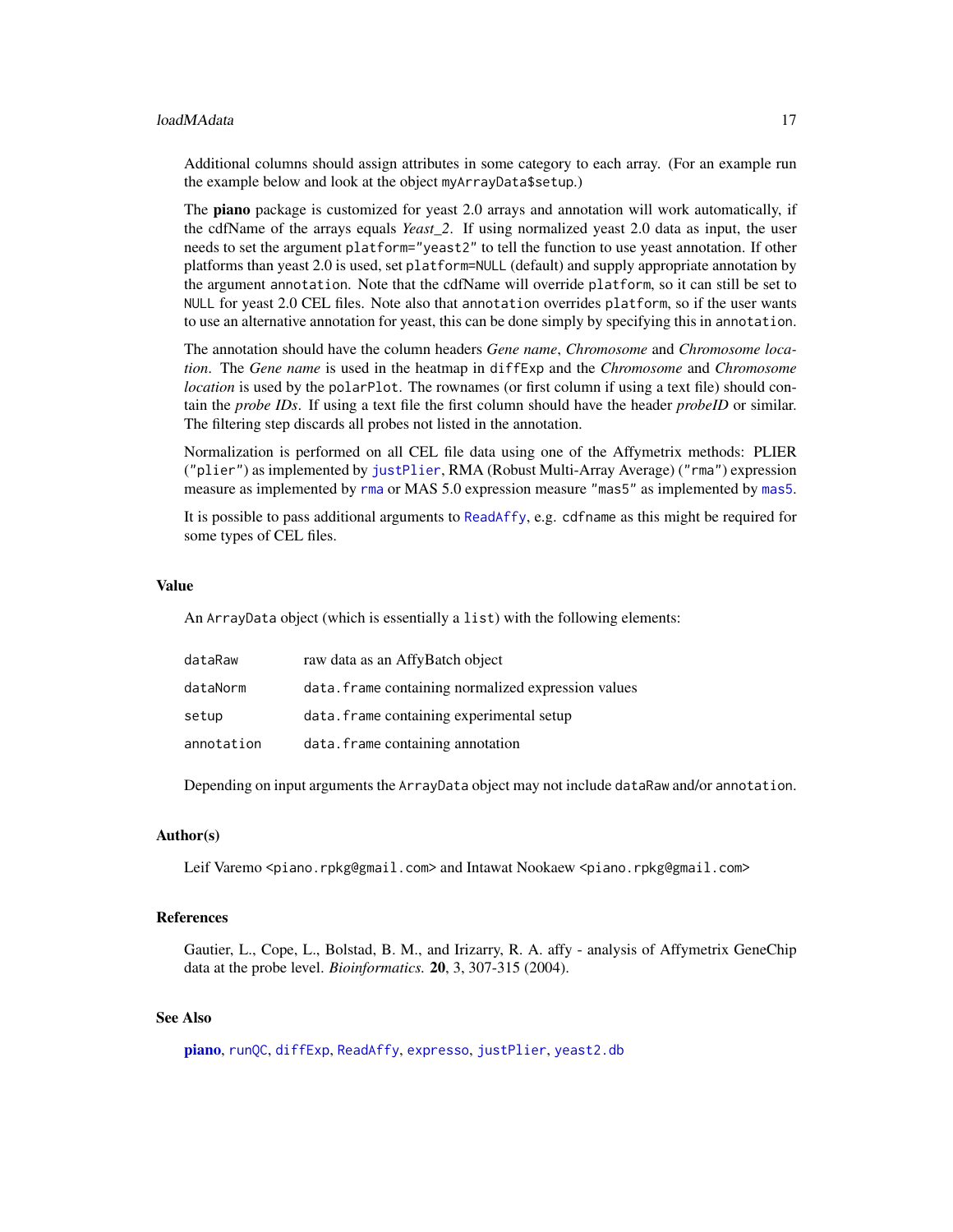Additional columns should assign attributes in some category to each array. (For an example run the example below and look at the object `myArrayData$setup`.)

The **piano** package is customized for yeast 2.0 arrays and annotation will work automatically, if the cdfName of the arrays equals *Yeast_2*. If using normalized yeast 2.0 data as input, the user needs to set the argument `platform="yeast2"` to tell the function to use yeast annotation. If other platforms than yeast 2.0 is used, set `platform=NULL` (default) and supply appropriate annotation by the argument `annotation`. Note that the cdfName will override `platform`, so it can still be set to `NULL` for yeast 2.0 CEL files. Note also that `annotation` overrides `platform`, so if the user wants to use an alternative annotation for yeast, this can be done simply by specifying this in `annotation`.

The annotation should have the column headers *Gene name*, *Chromosome* and *Chromosome location*. The *Gene name* is used in the heatmap in `diffExp` and the *Chromosome* and *Chromosome location* is used by the `polarPlot`. The rownames (or first column if using a text file) should contain the *probe IDs*. If using a text file the first column should have the header *probeID* or similar. The filtering step discards all probes not listed in the annotation.

Normalization is performed on all CEL file data using one of the Affymetrix methods: PLIER (`"plier"`) as implemented by `justPlier`, RMA (Robust Multi-Array Average) (`"rma"`) expression measure as implemented by `rma` or MAS 5.0 expression measure `"mas5"` as implemented by `mas5`.

It is possible to pass additional arguments to `ReadAffy`, e.g. `cdfname` as this might be required for some types of CEL files.

## Value

An `ArrayData` object (which is essentially a `list`) with the following elements:

| | |
|---|---|
| `dataRaw` | raw data as an AffyBatch object |
| `dataNorm` | `data.frame` containing normalized expression values |
| `setup` | `data.frame` containing experimental setup |
| `annotation` | `data.frame` containing annotation |

Depending on input arguments the `ArrayData` object may not include `dataRaw` and/or `annotation`.

## Author(s)

Leif Varemo <piano.rpkg@gmail.com> and Intawat Nookaew <piano.rpkg@gmail.com>

## References

Gautier, L., Cope, L., Bolstad, B. M., and Irizarry, R. A. affy - analysis of Affymetrix GeneChip data at the probe level. *Bioinformatics.* **20**, 3, 307-315 (2004).

## See Also

**piano**, `runQC`, `diffExp`, `ReadAffy`, `expresso`, `justPlier`, `yeast2.db`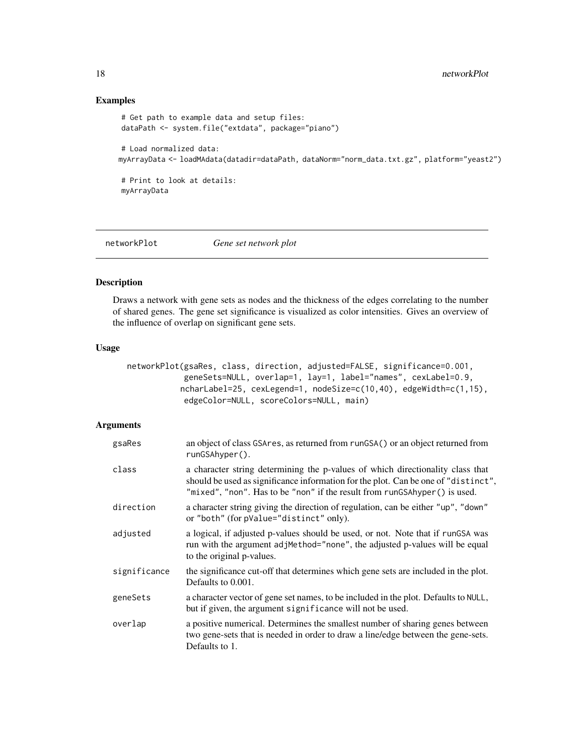## Examples

```
# Get path to example data and setup files:
dataPath <- system.file("extdata", package="piano")

# Load normalized data:
myArrayData <- loadMAdata(datadir=dataPath, dataNorm="norm_data.txt.gz", platform="yeast2")

# Print to look at details:
myArrayData
```

---

# networkPlot — *Gene set network plot*

## Description

Draws a network with gene sets as nodes and the thickness of the edges correlating to the number of shared genes. The gene set significance is visualized as color intensities. Gives an overview of the influence of overlap on significant gene sets.

## Usage

```
networkPlot(gsaRes, class, direction, adjusted=FALSE, significance=0.001,
            geneSets=NULL, overlap=1, lay=1, label="names", cexLabel=0.9,
            ncharLabel=25, cexLegend=1, nodeSize=c(10,40), edgeWidth=c(1,15),
            edgeColor=NULL, scoreColors=NULL, main)
```

## Arguments

| | |
|---|---|
| `gsaRes` | an object of class `GSAres`, as returned from `runGSA()` or an object returned from `runGSAhyper()`. |
| `class` | a character string determining the p-values of which directionality class that should be used as significance information for the plot. Can be one of `"distinct"`, `"mixed"`, `"non"`. Has to be `"non"` if the result from `runGSAhyper()` is used. |
| `direction` | a character string giving the direction of regulation, can be either `"up"`, `"down"` or `"both"` (for `pValue="distinct"` only). |
| `adjusted` | a logical, if adjusted p-values should be used, or not. Note that if `runGSA` was run with the argument `adjMethod="none"`, the adjusted p-values will be equal to the original p-values. |
| `significance` | the significance cut-off that determines which gene sets are included in the plot. Defaults to 0.001. |
| `geneSets` | a character vector of gene set names, to be included in the plot. Defaults to `NULL`, but if given, the argument `significance` will not be used. |
| `overlap` | a positive numerical. Determines the smallest number of sharing genes between two gene-sets that is needed in order to draw a line/edge between the gene-sets. Defaults to 1. |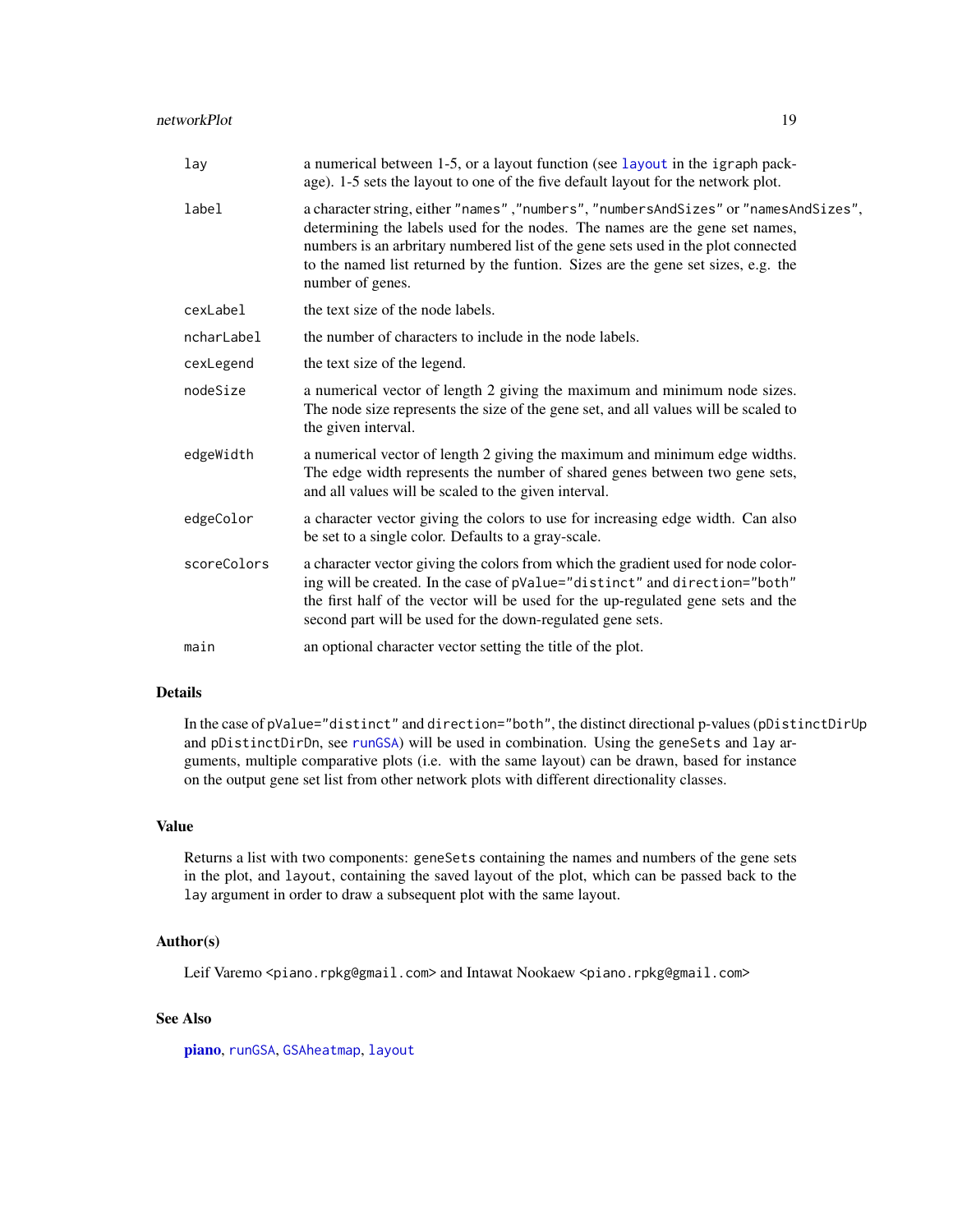| | |
|---|---|
| lay | a numerical between 1-5, or a layout function (see `layout` in the igraph package). 1-5 sets the layout to one of the five default layout for the network plot. |
| label | a character string, either "names" ,"numbers", "numbersAndSizes" or "namesAndSizes", determining the labels used for the nodes. The names are the gene set names, numbers is an arbitrary numbered list of the gene sets used in the plot connected to the named list returned by the funtion. Sizes are the gene set sizes, e.g. the number of genes. |
| cexLabel | the text size of the node labels. |
| ncharLabel | the number of characters to include in the node labels. |
| cexLegend | the text size of the legend. |
| nodeSize | a numerical vector of length 2 giving the maximum and minimum node sizes. The node size represents the size of the gene set, and all values will be scaled to the given interval. |
| edgeWidth | a numerical vector of length 2 giving the maximum and minimum edge widths. The edge width represents the number of shared genes between two gene sets, and all values will be scaled to the given interval. |
| edgeColor | a character vector giving the colors to use for increasing edge width. Can also be set to a single color. Defaults to a gray-scale. |
| scoreColors | a character vector giving the colors from which the gradient used for node coloring will be created. In the case of pValue="distinct" and direction="both" the first half of the vector will be used for the up-regulated gene sets and the second part will be used for the down-regulated gene sets. |
| main | an optional character vector setting the title of the plot. |

## Details

In the case of pValue="distinct" and direction="both", the distinct directional p-values (pDistinctDirUp and pDistinctDirDn, see runGSA) will be used in combination. Using the geneSets and lay arguments, multiple comparative plots (i.e. with the same layout) can be drawn, based for instance on the output gene set list from other network plots with different directionality classes.

## Value

Returns a list with two components: geneSets containing the names and numbers of the gene sets in the plot, and layout, containing the saved layout of the plot, which can be passed back to the lay argument in order to draw a subsequent plot with the same layout.

## Author(s)

Leif Varemo <piano.rpkg@gmail.com> and Intawat Nookaew <piano.rpkg@gmail.com>

## See Also

**piano**, runGSA, GSAheatmap, layout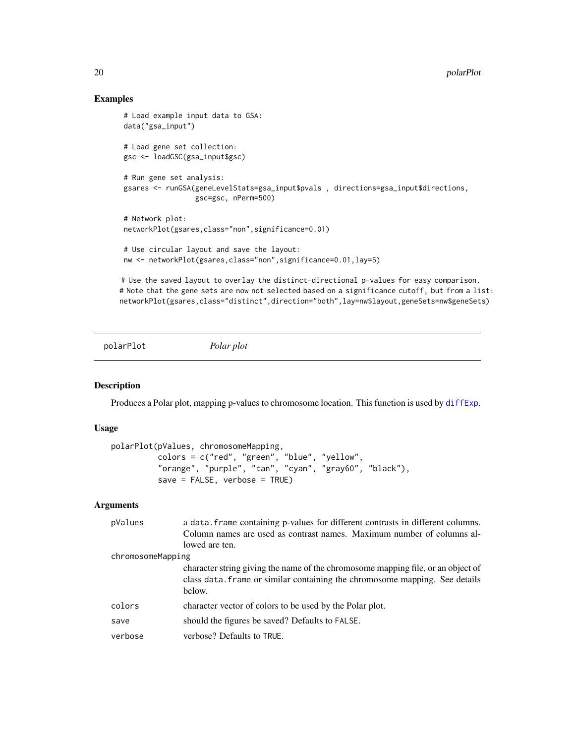### Examples

```
# Load example input data to GSA:
data("gsa_input")

# Load gene set collection:
gsc <- loadGSC(gsa_input$gsc)

# Run gene set analysis:
gsares <- runGSA(geneLevelStats=gsa_input$pvals , directions=gsa_input$directions,
                 gsc=gsc, nPerm=500)

# Network plot:
networkPlot(gsares,class="non",significance=0.01)

# Use circular layout and save the layout:
nw <- networkPlot(gsares,class="non",significance=0.01,lay=5)

# Use the saved layout to overlay the distinct-directional p-values for easy comparison.
# Note that the gene sets are now not selected based on a significance cutoff, but from a list:
networkPlot(gsares,class="distinct",direction="both",lay=nw$layout,geneSets=nw$geneSets)
```

---

## polarPlot    *Polar plot*

---

### Description

Produces a Polar plot, mapping p-values to chromosome location. This function is used by diffExp.

### Usage

```
polarPlot(pValues, chromosomeMapping,
          colors = c("red", "green", "blue", "yellow",
          "orange", "purple", "tan", "cyan", "gray60", "black"),
          save = FALSE, verbose = TRUE)
```

### Arguments

| | |
|---|---|
| pValues | a data.frame containing p-values for different contrasts in different columns. Column names are used as contrast names. Maximum number of columns allowed are ten. |
| chromosomeMapping | character string giving the name of the chromosome mapping file, or an object of class data.frame or similar containing the chromosome mapping. See details below. |
| colors | character vector of colors to be used by the Polar plot. |
| save | should the figures be saved? Defaults to FALSE. |
| verbose | verbose? Defaults to TRUE. |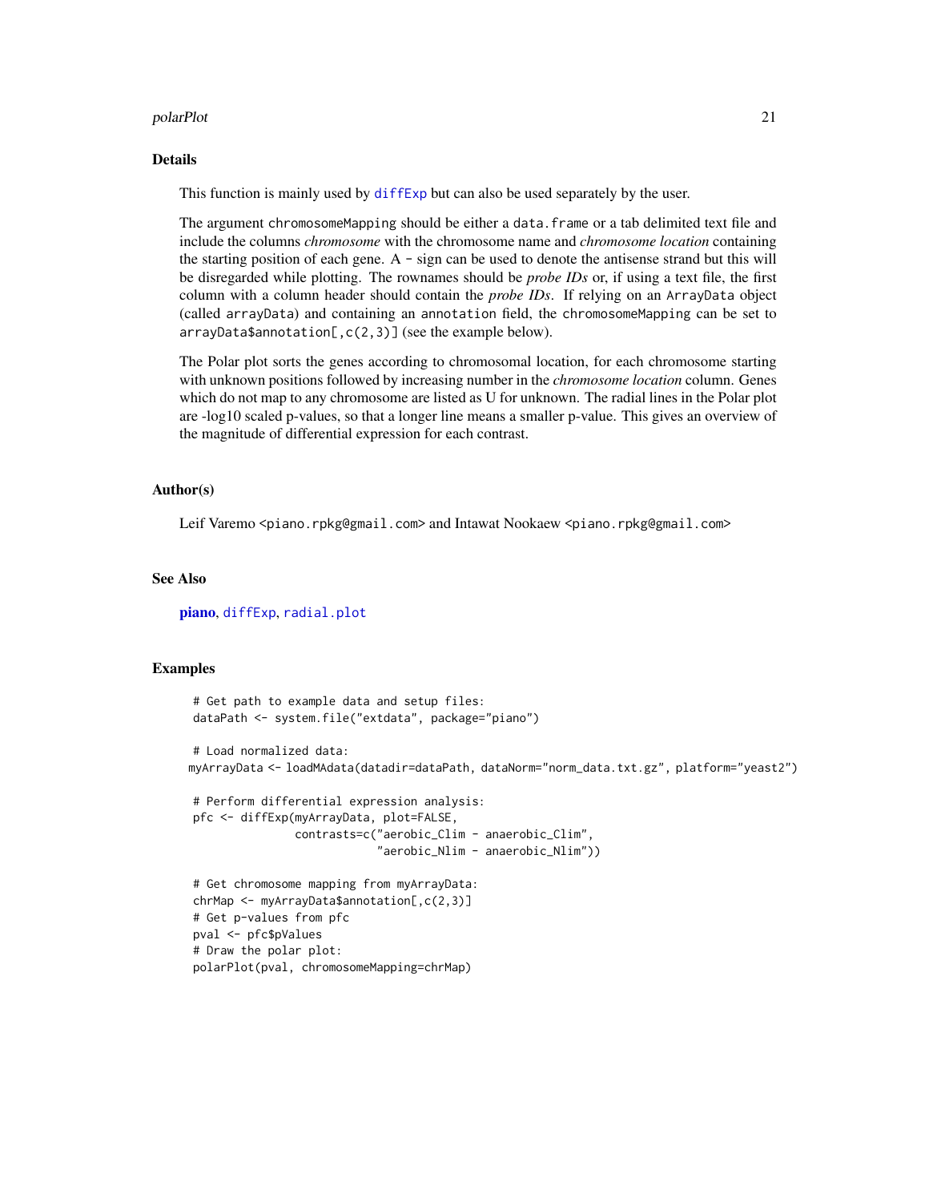## Details

This function is mainly used by `diffExp` but can also be used separately by the user.

The argument `chromosomeMapping` should be either a `data.frame` or a tab delimited text file and include the columns *chromosome* with the chromosome name and *chromosome location* containing the starting position of each gene. A `-` sign can be used to denote the antisense strand but this will be disregarded while plotting. The rownames should be *probe IDs* or, if using a text file, the first column with a column header should contain the *probe IDs*. If relying on an `ArrayData` object (called `arrayData`) and containing an `annotation` field, the `chromosomeMapping` can be set to `arrayData$annotation[,c(2,3)]` (see the example below).

The Polar plot sorts the genes according to chromosomal location, for each chromosome starting with unknown positions followed by increasing number in the *chromosome location* column. Genes which do not map to any chromosome are listed as U for unknown. The radial lines in the Polar plot are -log10 scaled p-values, so that a longer line means a smaller p-value. This gives an overview of the magnitude of differential expression for each contrast.

## Author(s)

Leif Varemo <piano.rpkg@gmail.com> and Intawat Nookaew <piano.rpkg@gmail.com>

## See Also

**piano**, `diffExp`, `radial.plot`

## Examples

```
# Get path to example data and setup files:
dataPath <- system.file("extdata", package="piano")

# Load normalized data:
myArrayData <- loadMAdata(datadir=dataPath, dataNorm="norm_data.txt.gz", platform="yeast2")

# Perform differential expression analysis:
pfc <- diffExp(myArrayData, plot=FALSE,
               contrasts=c("aerobic_Clim - anaerobic_Clim",
                           "aerobic_Nlim - anaerobic_Nlim"))

# Get chromosome mapping from myArrayData:
chrMap <- myArrayData$annotation[,c(2,3)]
# Get p-values from pfc
pval <- pfc$pValues
# Draw the polar plot:
polarPlot(pval, chromosomeMapping=chrMap)
```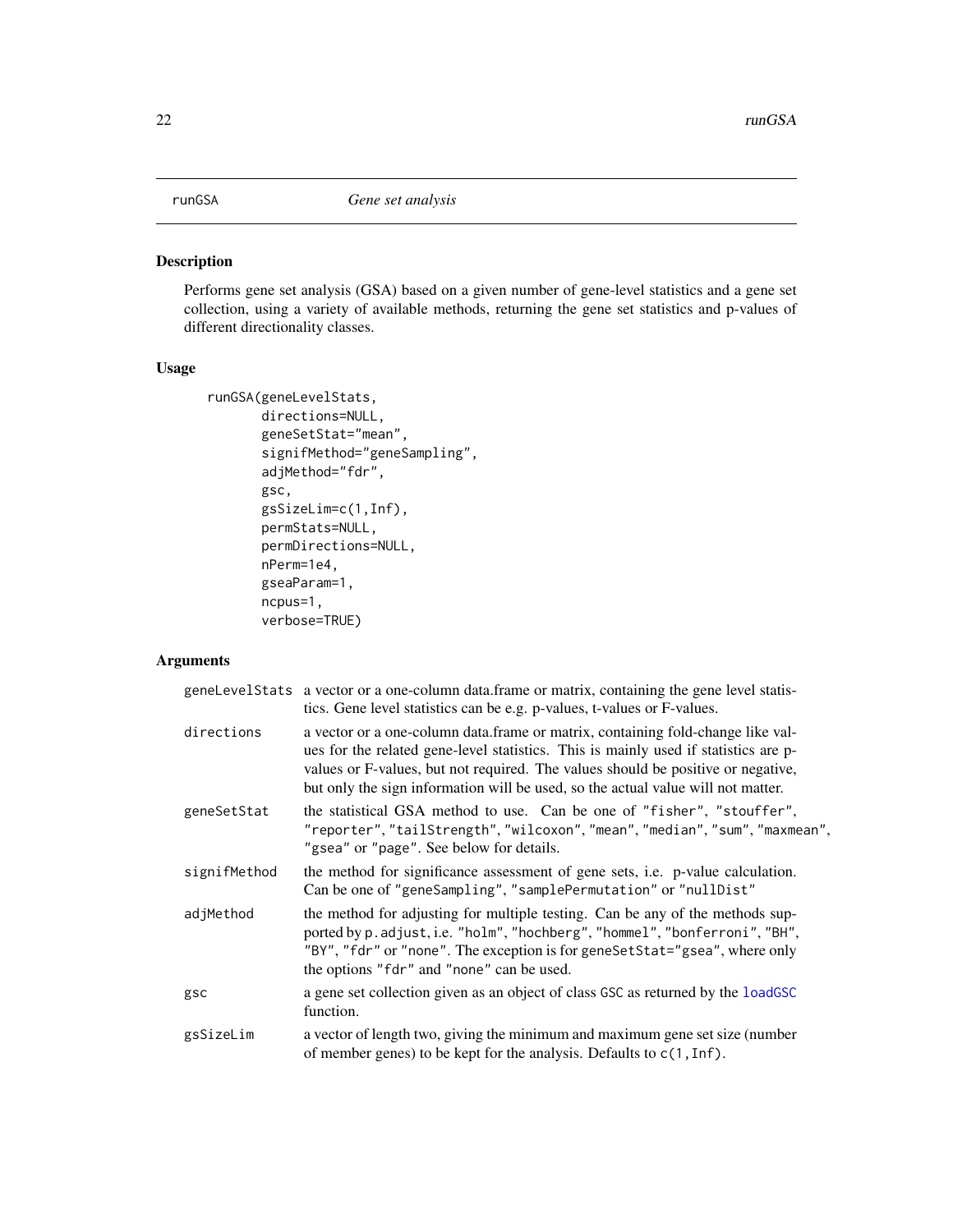# runGSA *Gene set analysis*

## Description

Performs gene set analysis (GSA) based on a given number of gene-level statistics and a gene set collection, using a variety of available methods, returning the gene set statistics and p-values of different directionality classes.

## Usage

```
runGSA(geneLevelStats,
       directions=NULL,
       geneSetStat="mean",
       signifMethod="geneSampling",
       adjMethod="fdr",
       gsc,
       gsSizeLim=c(1,Inf),
       permStats=NULL,
       permDirections=NULL,
       nPerm=1e4,
       gseaParam=1,
       ncpus=1,
       verbose=TRUE)
```

## Arguments

| | |
|---|---|
| geneLevelStats | a vector or a one-column data.frame or matrix, containing the gene level statistics. Gene level statistics can be e.g. p-values, t-values or F-values. |
| directions | a vector or a one-column data.frame or matrix, containing fold-change like values for the related gene-level statistics. This is mainly used if statistics are p-values or F-values, but not required. The values should be positive or negative, but only the sign information will be used, so the actual value will not matter. |
| geneSetStat | the statistical GSA method to use. Can be one of "fisher", "stouffer", "reporter", "tailStrength", "wilcoxon", "mean", "median", "sum", "maxmean", "gsea" or "page". See below for details. |
| signifMethod | the method for significance assessment of gene sets, i.e. p-value calculation. Can be one of "geneSampling", "samplePermutation" or "nullDist" |
| adjMethod | the method for adjusting for multiple testing. Can be any of the methods supported by p.adjust, i.e. "holm", "hochberg", "hommel", "bonferroni", "BH", "BY", "fdr" or "none". The exception is for geneSetStat="gsea", where only the options "fdr" and "none" can be used. |
| gsc | a gene set collection given as an object of class GSC as returned by the loadGSC function. |
| gsSizeLim | a vector of length two, giving the minimum and maximum gene set size (number of member genes) to be kept for the analysis. Defaults to c(1,Inf). |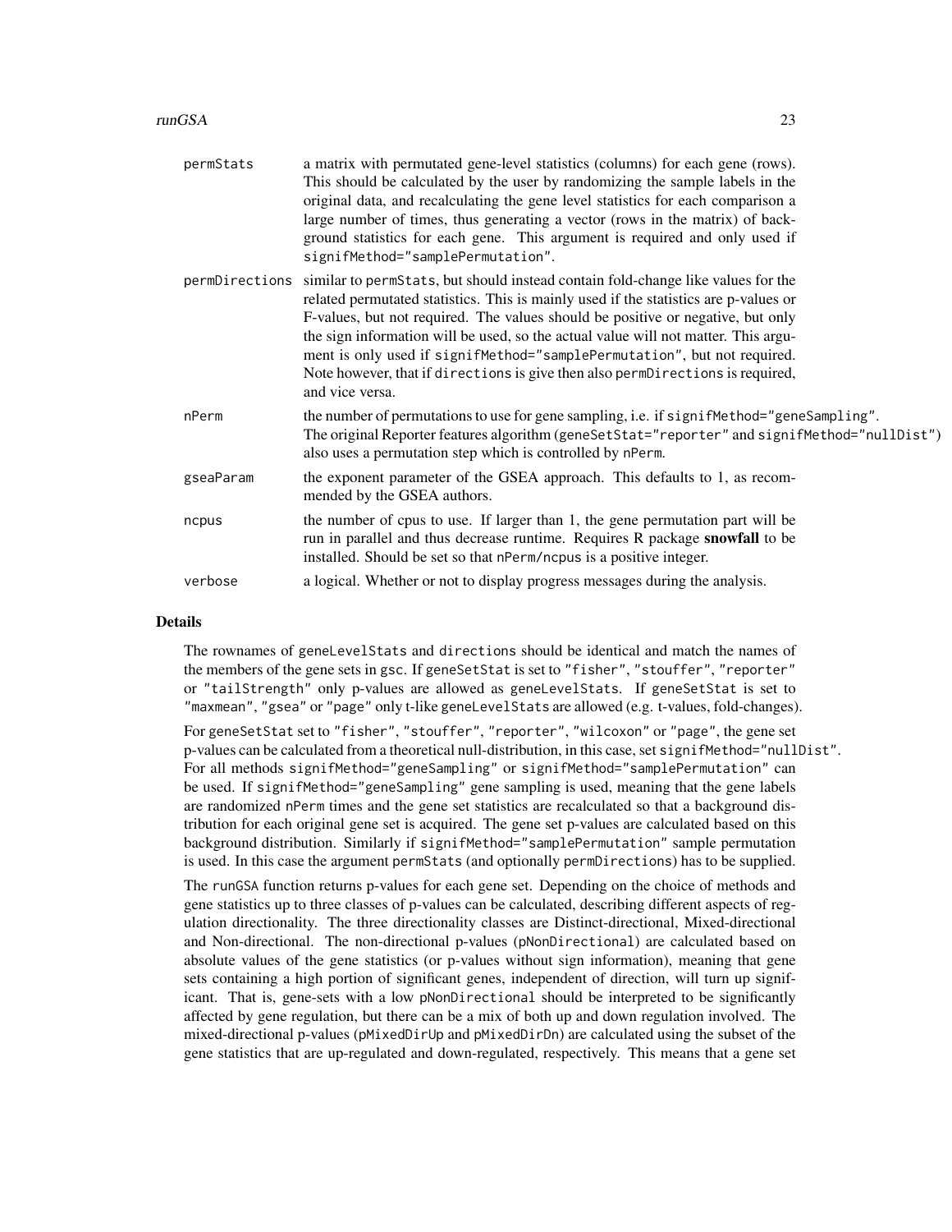| | |
|---|---|
| permStats | a matrix with permutated gene-level statistics (columns) for each gene (rows). This should be calculated by the user by randomizing the sample labels in the original data, and recalculating the gene level statistics for each comparison a large number of times, thus generating a vector (rows in the matrix) of background statistics for each gene. This argument is required and only used if signifMethod="samplePermutation". |
| permDirections | similar to permStats, but should instead contain fold-change like values for the related permutated statistics. This is mainly used if the statistics are p-values or F-values, but not required. The values should be positive or negative, but only the sign information will be used, so the actual value will not matter. This argument is only used if signifMethod="samplePermutation", but not required. Note however, that if directions is give then also permDirections is required, and vice versa. |
| nPerm | the number of permutations to use for gene sampling, i.e. if signifMethod="geneSampling". The original Reporter features algorithm (geneSetStat="reporter" and signifMethod="nullDist") also uses a permutation step which is controlled by nPerm. |
| gseaParam | the exponent parameter of the GSEA approach. This defaults to 1, as recommended by the GSEA authors. |
| ncpus | the number of cpus to use. If larger than 1, the gene permutation part will be run in parallel and thus decrease runtime. Requires R package **snowfall** to be installed. Should be set so that nPerm/ncpus is a positive integer. |
| verbose | a logical. Whether or not to display progress messages during the analysis. |

## Details

The rownames of geneLevelStats and directions should be identical and match the names of the members of the gene sets in gsc. If geneSetStat is set to "fisher", "stouffer", "reporter" or "tailStrength" only p-values are allowed as geneLevelStats. If geneSetStat is set to "maxmean", "gsea" or "page" only t-like geneLevelStats are allowed (e.g. t-values, fold-changes).

For geneSetStat set to "fisher", "stouffer", "reporter", "wilcoxon" or "page", the gene set p-values can be calculated from a theoretical null-distribution, in this case, set signifMethod="nullDist". For all methods signifMethod="geneSampling" or signifMethod="samplePermutation" can be used. If signifMethod="geneSampling" gene sampling is used, meaning that the gene labels are randomized nPerm times and the gene set statistics are recalculated so that a background distribution for each original gene set is acquired. The gene set p-values are calculated based on this background distribution. Similarly if signifMethod="samplePermutation" sample permutation is used. In this case the argument permStats (and optionally permDirections) has to be supplied.

The runGSA function returns p-values for each gene set. Depending on the choice of methods and gene statistics up to three classes of p-values can be calculated, describing different aspects of regulation directionality. The three directionality classes are Distinct-directional, Mixed-directional and Non-directional. The non-directional p-values (pNonDirectional) are calculated based on absolute values of the gene statistics (or p-values without sign information), meaning that gene sets containing a high portion of significant genes, independent of direction, will turn up significant. That is, gene-sets with a low pNonDirectional should be interpreted to be significantly affected by gene regulation, but there can be a mix of both up and down regulation involved. The mixed-directional p-values (pMixedDirUp and pMixedDirDn) are calculated using the subset of the gene statistics that are up-regulated and down-regulated, respectively. This means that a gene set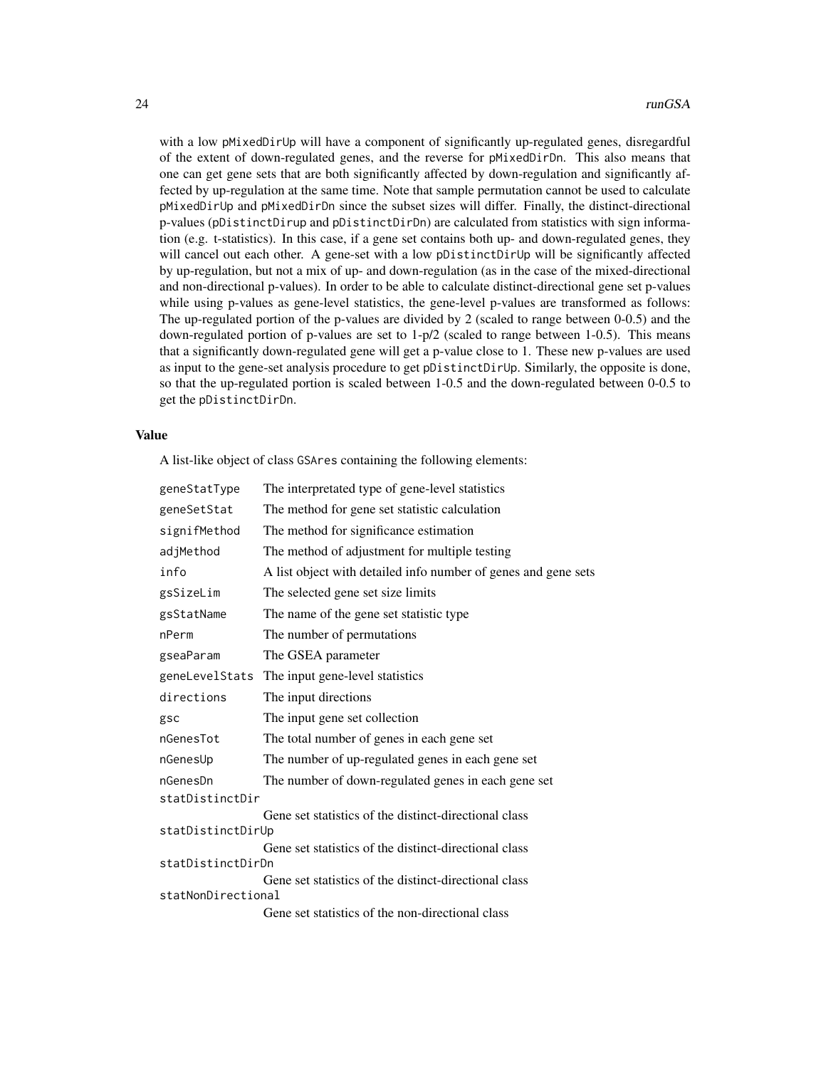with a low `pMixedDirUp` will have a component of significantly up-regulated genes, disregardful of the extent of down-regulated genes, and the reverse for `pMixedDirDn`. This also means that one can get gene sets that are both significantly affected by down-regulation and significantly affected by up-regulation at the same time. Note that sample permutation cannot be used to calculate `pMixedDirUp` and `pMixedDirDn` since the subset sizes will differ. Finally, the distinct-directional p-values (`pDistinctDirup` and `pDistinctDirDn`) are calculated from statistics with sign information (e.g. t-statistics). In this case, if a gene set contains both up- and down-regulated genes, they will cancel out each other. A gene-set with a low `pDistinctDirUp` will be significantly affected by up-regulation, but not a mix of up- and down-regulation (as in the case of the mixed-directional and non-directional p-values). In order to be able to calculate distinct-directional gene set p-values while using p-values as gene-level statistics, the gene-level p-values are transformed as follows: The up-regulated portion of the p-values are divided by 2 (scaled to range between 0-0.5) and the down-regulated portion of p-values are set to 1-p/2 (scaled to range between 1-0.5). This means that a significantly down-regulated gene will get a p-value close to 1. These new p-values are used as input to the gene-set analysis procedure to get `pDistinctDirUp`. Similarly, the opposite is done, so that the up-regulated portion is scaled between 1-0.5 and the down-regulated between 0-0.5 to get the `pDistinctDirDn`.

## Value

A list-like object of class `GSAres` containing the following elements:

| | |
|---|---|
| `geneStatType` | The interpretated type of gene-level statistics |
| `geneSetStat` | The method for gene set statistic calculation |
| `signifMethod` | The method for significance estimation |
| `adjMethod` | The method of adjustment for multiple testing |
| `info` | A list object with detailed info number of genes and gene sets |
| `gsSizeLim` | The selected gene set size limits |
| `gsStatName` | The name of the gene set statistic type |
| `nPerm` | The number of permutations |
| `gseaParam` | The GSEA parameter |
| `geneLevelStats` | The input gene-level statistics |
| `directions` | The input directions |
| `gsc` | The input gene set collection |
| `nGenesTot` | The total number of genes in each gene set |
| `nGenesUp` | The number of up-regulated genes in each gene set |
| `nGenesDn` | The number of down-regulated genes in each gene set |
| `statDistinctDir` | Gene set statistics of the distinct-directional class |
| `statDistinctDirUp` | Gene set statistics of the distinct-directional class |
| `statDistinctDirDn` | Gene set statistics of the distinct-directional class |
| `statNonDirectional` | Gene set statistics of the non-directional class |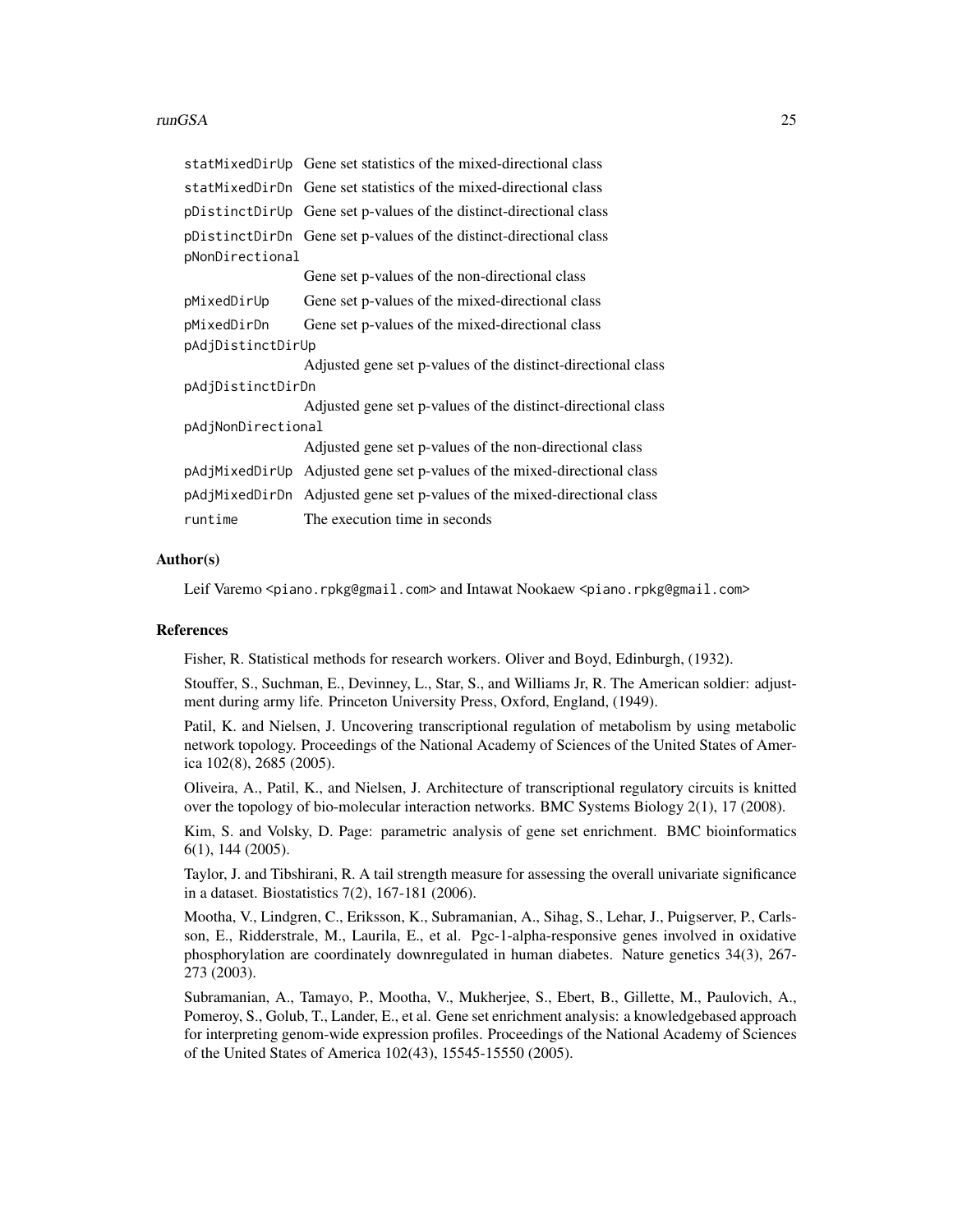| | |
|---|---|
| statMixedDirUp | Gene set statistics of the mixed-directional class |
| statMixedDirDn | Gene set statistics of the mixed-directional class |
| pDistinctDirUp | Gene set p-values of the distinct-directional class |
| pDistinctDirDn | Gene set p-values of the distinct-directional class |
| pNonDirectional | Gene set p-values of the non-directional class |
| pMixedDirUp | Gene set p-values of the mixed-directional class |
| pMixedDirDn | Gene set p-values of the mixed-directional class |
| pAdjDistinctDirUp | Adjusted gene set p-values of the distinct-directional class |
| pAdjDistinctDirDn | Adjusted gene set p-values of the distinct-directional class |
| pAdjNonDirectional | Adjusted gene set p-values of the non-directional class |
| pAdjMixedDirUp | Adjusted gene set p-values of the mixed-directional class |
| pAdjMixedDirDn | Adjusted gene set p-values of the mixed-directional class |
| runtime | The execution time in seconds |

## Author(s)

Leif Varemo <piano.rpkg@gmail.com> and Intawat Nookaew <piano.rpkg@gmail.com>

## References

Fisher, R. Statistical methods for research workers. Oliver and Boyd, Edinburgh, (1932).

Stouffer, S., Suchman, E., Devinney, L., Star, S., and Williams Jr, R. The American soldier: adjustment during army life. Princeton University Press, Oxford, England, (1949).

Patil, K. and Nielsen, J. Uncovering transcriptional regulation of metabolism by using metabolic network topology. Proceedings of the National Academy of Sciences of the United States of America 102(8), 2685 (2005).

Oliveira, A., Patil, K., and Nielsen, J. Architecture of transcriptional regulatory circuits is knitted over the topology of bio-molecular interaction networks. BMC Systems Biology 2(1), 17 (2008).

Kim, S. and Volsky, D. Page: parametric analysis of gene set enrichment. BMC bioinformatics 6(1), 144 (2005).

Taylor, J. and Tibshirani, R. A tail strength measure for assessing the overall univariate significance in a dataset. Biostatistics 7(2), 167-181 (2006).

Mootha, V., Lindgren, C., Eriksson, K., Subramanian, A., Sihag, S., Lehar, J., Puigserver, P., Carlsson, E., Ridderstrale, M., Laurila, E., et al. Pgc-1-alpha-responsive genes involved in oxidative phosphorylation are coordinately downregulated in human diabetes. Nature genetics 34(3), 267-273 (2003).

Subramanian, A., Tamayo, P., Mootha, V., Mukherjee, S., Ebert, B., Gillette, M., Paulovich, A., Pomeroy, S., Golub, T., Lander, E., et al. Gene set enrichment analysis: a knowledgebased approach for interpreting genom-wide expression profiles. Proceedings of the National Academy of Sciences of the United States of America 102(43), 15545-15550 (2005).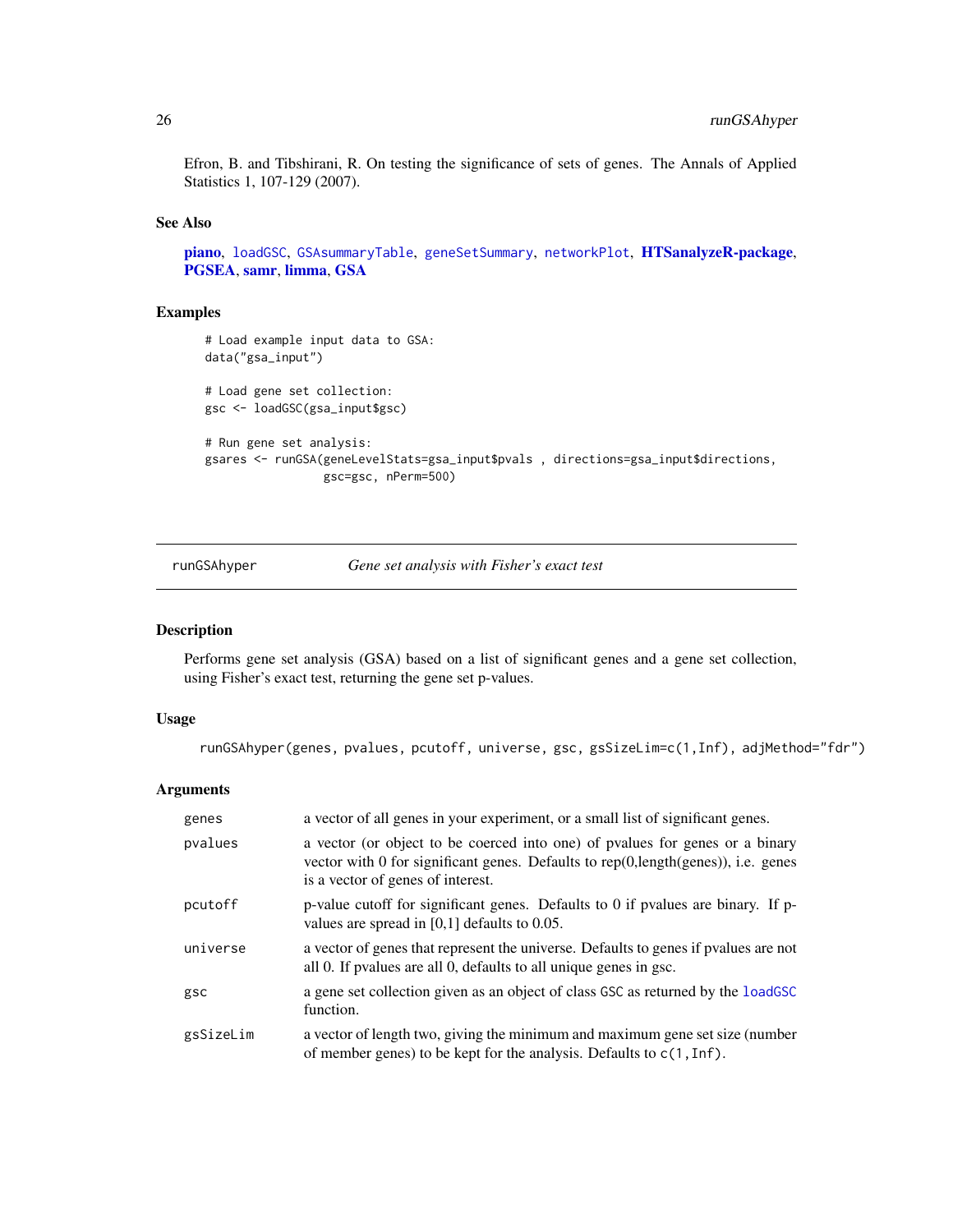Efron, B. and Tibshirani, R. On testing the significance of sets of genes. The Annals of Applied Statistics 1, 107-129 (2007).

### See Also

**piano**, loadGSC, GSAsummaryTable, geneSetSummary, networkPlot, **HTSanalyzeR-package**, **PGSEA**, **samr**, **limma**, **GSA**

### Examples

```
# Load example input data to GSA:
data("gsa_input")

# Load gene set collection:
gsc <- loadGSC(gsa_input$gsc)

# Run gene set analysis:
gsares <- runGSA(geneLevelStats=gsa_input$pvals , directions=gsa_input$directions,
                 gsc=gsc, nPerm=500)
```

---

## runGSAhyper — *Gene set analysis with Fisher's exact test*

### Description

Performs gene set analysis (GSA) based on a list of significant genes and a gene set collection, using Fisher's exact test, returning the gene set p-values.

### Usage

```
runGSAhyper(genes, pvalues, pcutoff, universe, gsc, gsSizeLim=c(1,Inf), adjMethod="fdr")
```

### Arguments

| | |
|---|---|
| `genes` | a vector of all genes in your experiment, or a small list of significant genes. |
| `pvalues` | a vector (or object to be coerced into one) of pvalues for genes or a binary vector with 0 for significant genes. Defaults to rep(0,length(genes)), i.e. genes is a vector of genes of interest. |
| `pcutoff` | p-value cutoff for significant genes. Defaults to 0 if pvalues are binary. If p-values are spread in [0,1] defaults to 0.05. |
| `universe` | a vector of genes that represent the universe. Defaults to genes if pvalues are not all 0. If pvalues are all 0, defaults to all unique genes in gsc. |
| `gsc` | a gene set collection given as an object of class `GSC` as returned by the `loadGSC` function. |
| `gsSizeLim` | a vector of length two, giving the minimum and maximum gene set size (number of member genes) to be kept for the analysis. Defaults to `c(1,Inf)`. |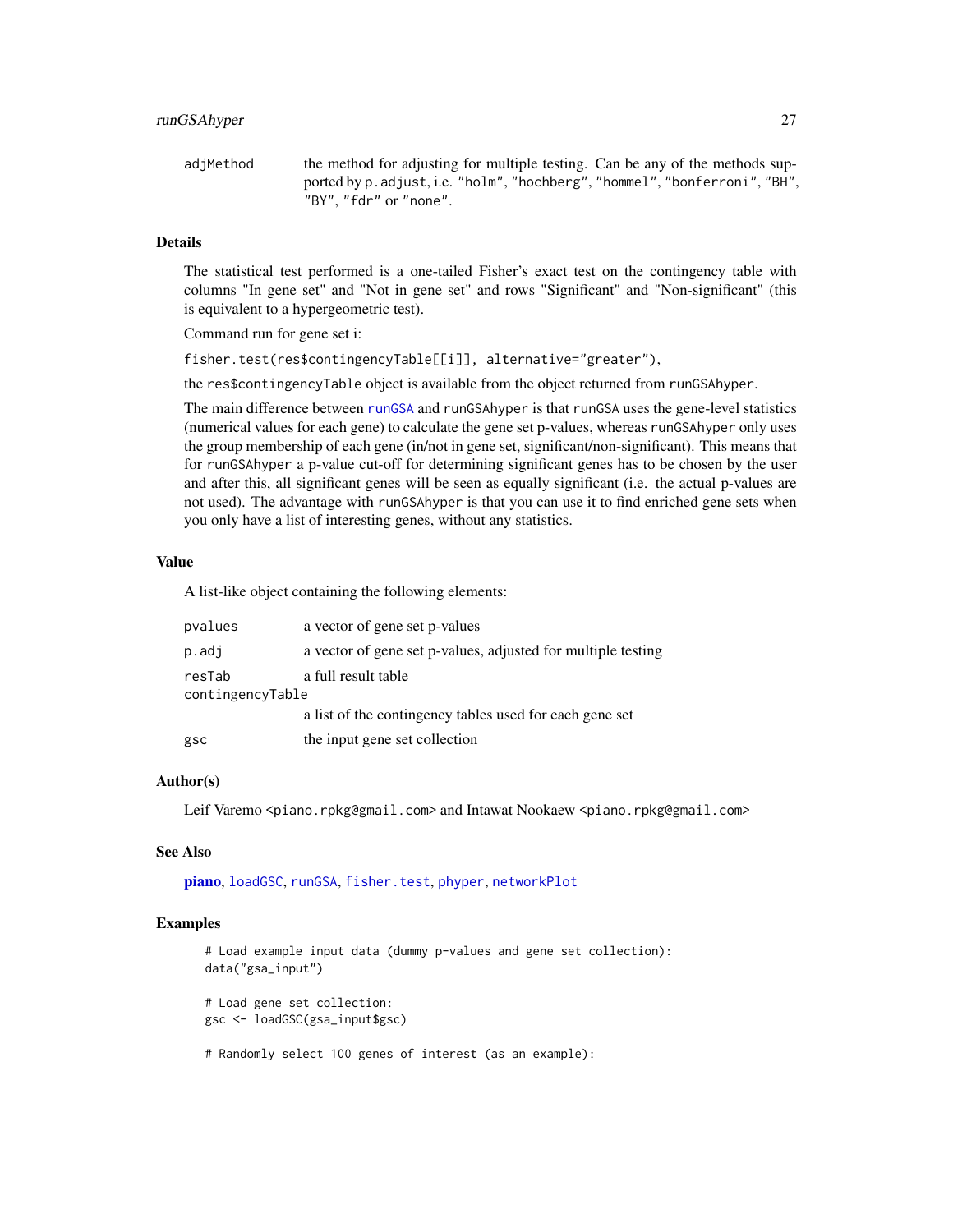| | |
|---|---|
| adjMethod | the method for adjusting for multiple testing. Can be any of the methods supported by p.adjust, i.e. "holm", "hochberg", "hommel", "bonferroni", "BH", "BY", "fdr" or "none". |

### Details

The statistical test performed is a one-tailed Fisher's exact test on the contingency table with columns "In gene set" and "Not in gene set" and rows "Significant" and "Non-significant" (this is equivalent to a hypergeometric test).

Command run for gene set i:

fisher.test(res$contingencyTable[[i]], alternative="greater"),

the res$contingencyTable object is available from the object returned from runGSAhyper.

The main difference between runGSA and runGSAhyper is that runGSA uses the gene-level statistics (numerical values for each gene) to calculate the gene set p-values, whereas runGSAhyper only uses the group membership of each gene (in/not in gene set, significant/non-significant). This means that for runGSAhyper a p-value cut-off for determining significant genes has to be chosen by the user and after this, all significant genes will be seen as equally significant (i.e. the actual p-values are not used). The advantage with runGSAhyper is that you can use it to find enriched gene sets when you only have a list of interesting genes, without any statistics.

### Value

A list-like object containing the following elements:

| | |
|---|---|
| pvalues | a vector of gene set p-values |
| p.adj | a vector of gene set p-values, adjusted for multiple testing |
| resTab | a full result table |
| contingencyTable | a list of the contingency tables used for each gene set |
| gsc | the input gene set collection |

### Author(s)

Leif Varemo <piano.rpkg@gmail.com> and Intawat Nookaew <piano.rpkg@gmail.com>

### See Also

**piano**, loadGSC, runGSA, fisher.test, phyper, networkPlot

### Examples

```
# Load example input data (dummy p-values and gene set collection):
data("gsa_input")

# Load gene set collection:
gsc <- loadGSC(gsa_input$gsc)

# Randomly select 100 genes of interest (as an example):
```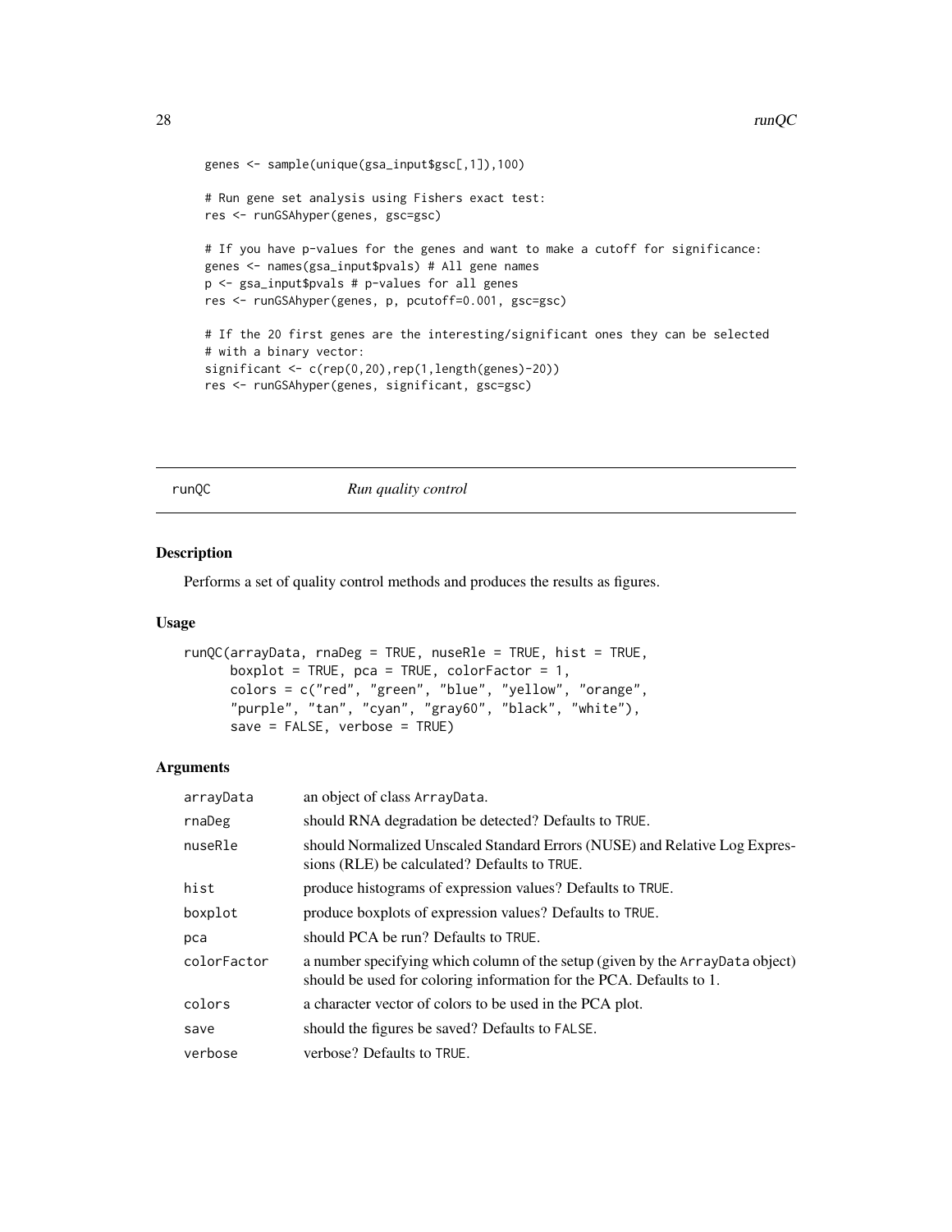```
genes <- sample(unique(gsa_input$gsc[,1]),100)

# Run gene set analysis using Fishers exact test:
res <- runGSAhyper(genes, gsc=gsc)

# If you have p-values for the genes and want to make a cutoff for significance:
genes <- names(gsa_input$pvals) # All gene names
p <- gsa_input$pvals # p-values for all genes
res <- runGSAhyper(genes, p, pcutoff=0.001, gsc=gsc)

# If the 20 first genes are the interesting/significant ones they can be selected
# with a binary vector:
significant <- c(rep(0,20),rep(1,length(genes)-20))
res <- runGSAhyper(genes, significant, gsc=gsc)
```

## runQC *Run quality control*

### Description

Performs a set of quality control methods and produces the results as figures.

### Usage

```
runQC(arrayData, rnaDeg = TRUE, nuseRle = TRUE, hist = TRUE,
      boxplot = TRUE, pca = TRUE, colorFactor = 1,
      colors = c("red", "green", "blue", "yellow", "orange",
      "purple", "tan", "cyan", "gray60", "black", "white"),
      save = FALSE, verbose = TRUE)
```

### Arguments

| | |
|---|---|
| arrayData | an object of class ArrayData. |
| rnaDeg | should RNA degradation be detected? Defaults to TRUE. |
| nuseRle | should Normalized Unscaled Standard Errors (NUSE) and Relative Log Expressions (RLE) be calculated? Defaults to TRUE. |
| hist | produce histograms of expression values? Defaults to TRUE. |
| boxplot | produce boxplots of expression values? Defaults to TRUE. |
| pca | should PCA be run? Defaults to TRUE. |
| colorFactor | a number specifying which column of the setup (given by the ArrayData object) should be used for coloring information for the PCA. Defaults to 1. |
| colors | a character vector of colors to be used in the PCA plot. |
| save | should the figures be saved? Defaults to FALSE. |
| verbose | verbose? Defaults to TRUE. |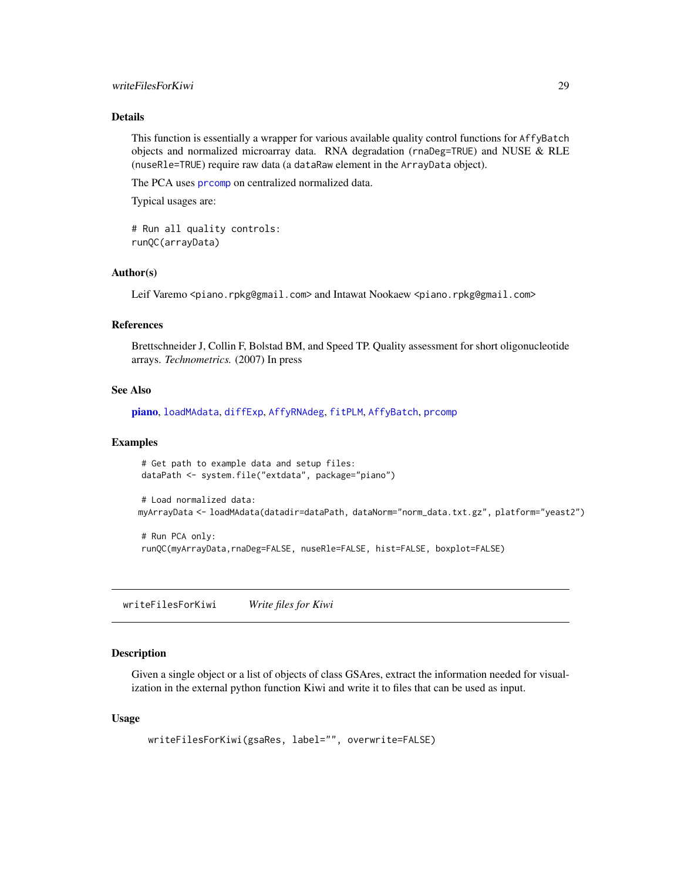## Details

This function is essentially a wrapper for various available quality control functions for `AffyBatch` objects and normalized microarray data. RNA degradation (`rnaDeg=TRUE`) and NUSE & RLE (`nuseRle=TRUE`) require raw data (a `dataRaw` element in the `ArrayData` object).

The PCA uses `prcomp` on centralized normalized data.

Typical usages are:

```
# Run all quality controls:
runQC(arrayData)
```

## Author(s)

Leif Varemo <piano.rpkg@gmail.com> and Intawat Nookaew <piano.rpkg@gmail.com>

## References

Brettschneider J, Collin F, Bolstad BM, and Speed TP. Quality assessment for short oligonucleotide arrays. *Technometrics.* (2007) In press

## See Also

**piano**, `loadMAdata`, `diffExp`, `AffyRNAdeg`, `fitPLM`, `AffyBatch`, `prcomp`

## Examples

```
# Get path to example data and setup files:
dataPath <- system.file("extdata", package="piano")

# Load normalized data:
myArrayData <- loadMAdata(datadir=dataPath, dataNorm="norm_data.txt.gz", platform="yeast2")

# Run PCA only:
runQC(myArrayData,rnaDeg=FALSE, nuseRle=FALSE, hist=FALSE, boxplot=FALSE)
```

---

# writeFilesForKiwi &nbsp;&nbsp;&nbsp; *Write files for Kiwi*

## Description

Given a single object or a list of objects of class GSAres, extract the information needed for visualization in the external python function Kiwi and write it to files that can be used as input.

## Usage

```
writeFilesForKiwi(gsaRes, label="", overwrite=FALSE)
```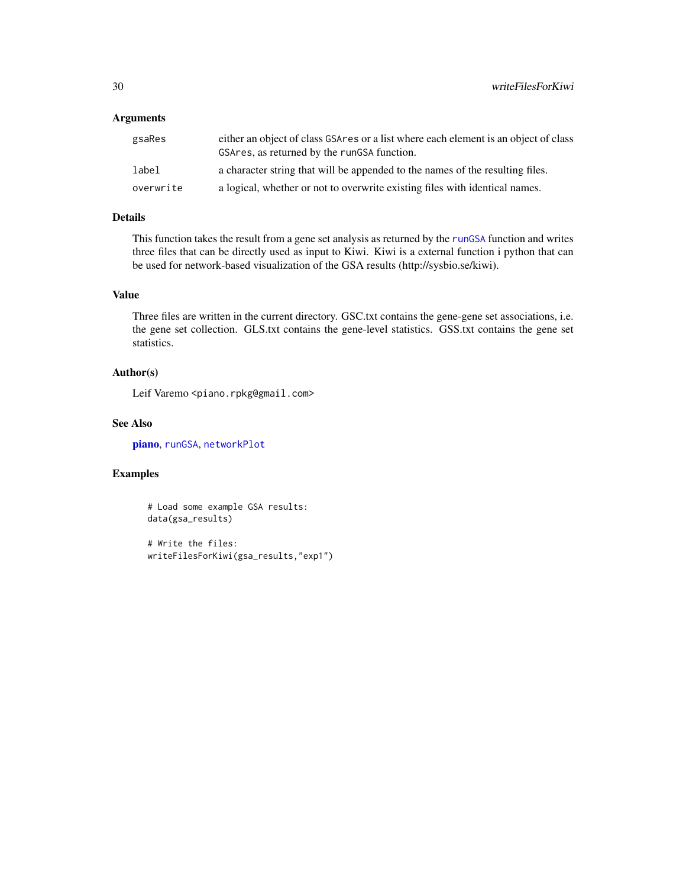## Arguments

| | |
|---|---|
| gsaRes | either an object of class GSAres or a list where each element is an object of class GSAres, as returned by the runGSA function. |
| label | a character string that will be appended to the names of the resulting files. |
| overwrite | a logical, whether or not to overwrite existing files with identical names. |

## Details

This function takes the result from a gene set analysis as returned by the runGSA function and writes three files that can be directly used as input to Kiwi. Kiwi is a external function i python that can be used for network-based visualization of the GSA results (http://sysbio.se/kiwi).

## Value

Three files are written in the current directory. GSC.txt contains the gene-gene set associations, i.e. the gene set collection. GLS.txt contains the gene-level statistics. GSS.txt contains the gene set statistics.

## Author(s)

Leif Varemo <piano.rpkg@gmail.com>

## See Also

**piano**, runGSA, networkPlot

## Examples

```
# Load some example GSA results:
data(gsa_results)

# Write the files:
writeFilesForKiwi(gsa_results,"exp1")
```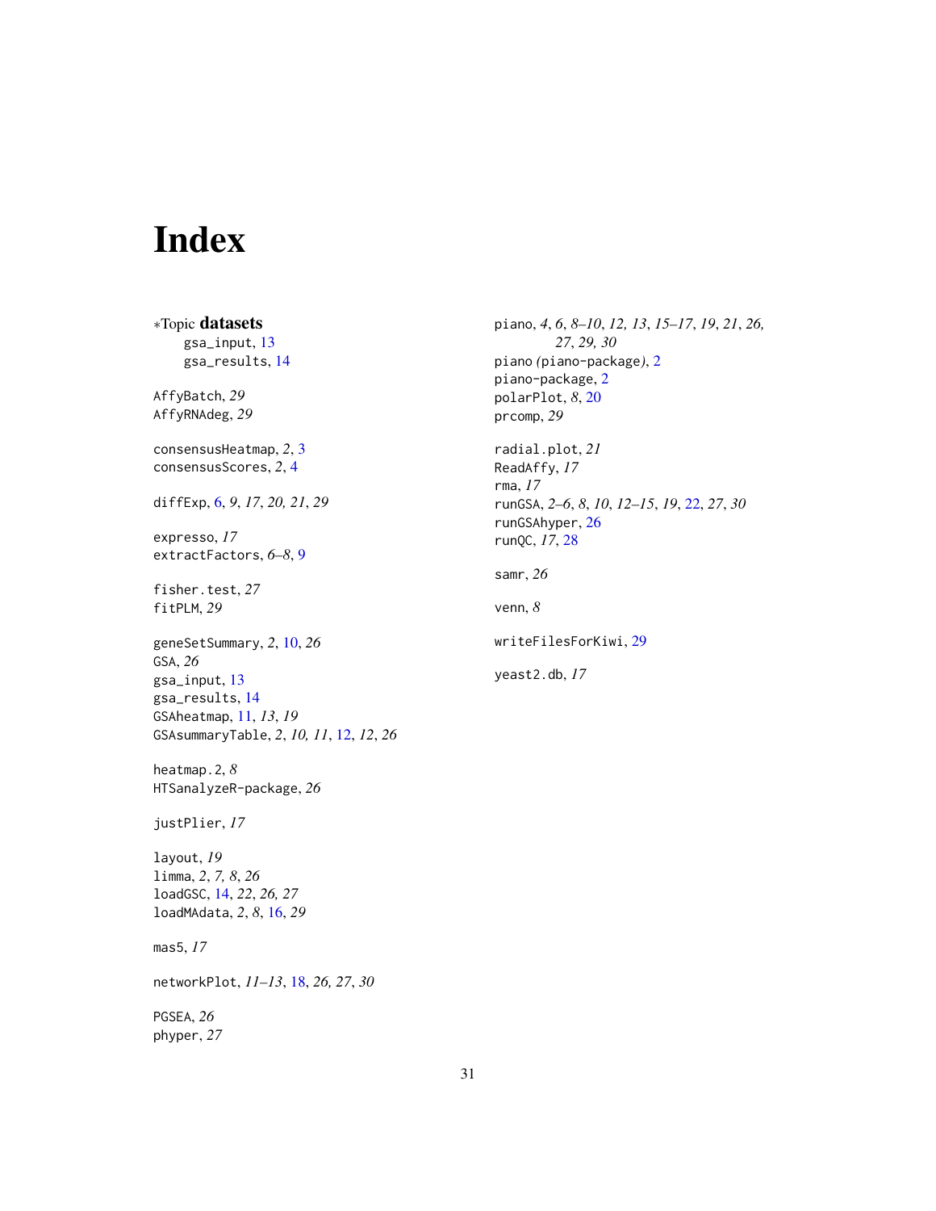# Index

∗Topic **datasets**
  gsa_input, 13
  gsa_results, 14

AffyBatch, *29*
AffyRNAdeg, *29*

consensusHeatmap, *2*, 3
consensusScores, *2*, 4

diffExp, 6, *9*, *17*, *20, 21*, *29*

expresso, *17*
extractFactors, *6–8*, 9

fisher.test, *27*
fitPLM, *29*

geneSetSummary, *2*, 10, *26*
GSA, *26*
gsa_input, 13
gsa_results, 14
GSAheatmap, 11, *13*, *19*
GSAsummaryTable, *2*, *10, 11*, 12, *12*, *26*

heatmap.2, *8*
HTSanalyzeR-package, *26*

justPlier, *17*

layout, *19*
limma, *2*, *7, 8*, *26*
loadGSC, 14, *22*, *26, 27*
loadMAdata, *2*, *8*, 16, *29*

mas5, *17*

networkPlot, *11–13*, 18, *26, 27*, *30*

PGSEA, *26*
phyper, *27*
piano, *4*, *6*, *8–10*, *12, 13*, *15–17*, *19*, *21*, *26, 27*, *29, 30*
piano *(*piano-package*)*, 2
piano-package, 2
polarPlot, *8*, 20
prcomp, *29*

radial.plot, *21*
ReadAffy, *17*
rma, *17*
runGSA, *2–6*, *8*, *10*, *12–15*, *19*, 22, *27*, *30*
runGSAhyper, 26
runQC, *17*, 28

samr, *26*

venn, *8*

writeFilesForKiwi, 29

yeast2.db, *17*